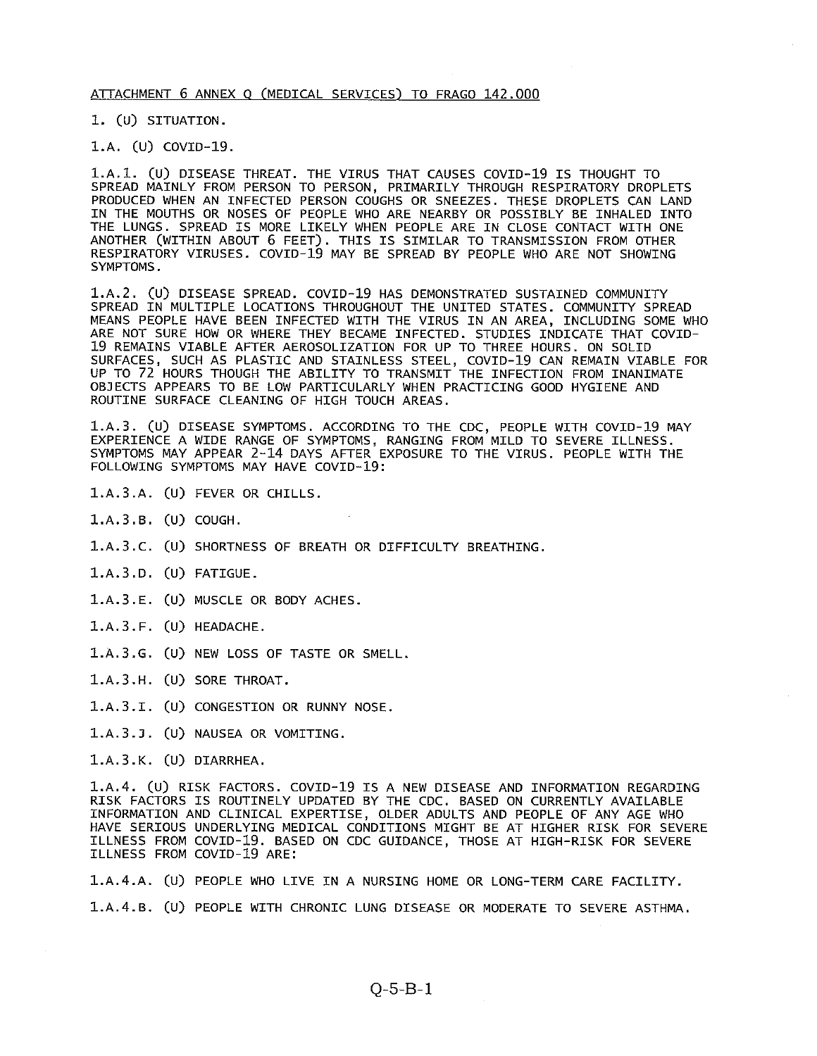ATTACHMENT 6 ANNEX Q (MEDICAL SERVICES) TO FRAGO 142.000

1. (U) SITUATION.

1.A. (U) COVID-19.

1.A.1. (U) DISEASE THREAT. THE VIRUS THAT CAUSES COVID-19 IS THOUGHT TO SPREAD MAINLY FROM PERSON TO PERSON, PRIMARILY THROUGH RESPIRATORY DROPLETS PRODUCED WHEN AN INFECTED PERSON COUGHS OR SNEEZES. THESE DROPLETS CAN LAND IN THE MOUTHS OR NOSES OF PEOPLE WHO ARE NEARBY OR POSSIBLY BE INHALED INTO THE LUNGS. SPREAD IS MORE LIKELY WHEN PEOPLE ARE IN CLOSE CONTACT WITH ONE ANOTHER (WITHIN ABOUT 6 FEET). THIS IS SIMILAR TO TRANSMISSION FROM OTHER RESPIRATORY VIRUSES. COVID-19 MAY BE SPREAD BY PEOPLE WHO ARE NOT SHOWING SYMPTOMS.

1.A.2. (U) DISEASE SPREAD. COVID-19 HAS DEMONSTRATED SUSTAINED COMMUNITY SPREAD IN MULTIPLE LOCATIONS THROUGHOUT THE UNITED STATES. COMMUNITY SPREAD MEANS PEOPLE HAVE BEEN INFECTED WITH THE VIRUS IN AN AREA, INCLUDING SOME WHO ARE NOT SURE HOW OR WHERE THEY BECAME INFECTED. STUDIES INDICATE THAT COVID-19 REMAINS VIABLE AFTER AEROSOLIZATION FOR UP TO THREE HOURS. ON SOLID SURFACES, SUCH AS PLASTIC AND STAINLESS STEEL, COVID-19 CAN REMAIN VIABLE FOR UP TO 72 HOURS THOUGH THE ABILITY TO TRANSMIT THE INFECTION FROM INANIMATE OBJECTS APPEARS TO BE LOW PARTICULARLY WHEN PRACTICING GOOD HYGIENE AND ROUTINE SURFACE CLEANING OF HIGH TOUCH AREAS.

1.A.3. (U) DISEASE SYMPTOMS. ACCORDING TO THE CDC, PEOPLE WITH COVID-19 MAY EXPERIENCE A WIDE RANGE OF SYMPTOMS, RANGING FROM MILD TO SEVERE ILLNESS. SYMPTOMS MAY APPEAR 2-14 DAYS AFTER EXPOSURE TO THE VIRUS. PEOPLE WITH THE FOLLOWING SYMPTOMS MAY HAVE COVID-19:

1.A.3.A. (U) FEVER OR CHILLS.

1.A.3.B. (U) COUGH.

1.A.3.C. (U) SHORTNESS OF BREATH OR DIFFICULTY BREATHING.

1.A.3.D. (U) FATIGUE.

1.A.3.E. (U) MUSCLE OR BODY ACHES.

1.A.3.F. (U) HEADACHE.

1.A.3.G. (U) NEW LOSS OF TASTE OR SMELL.

1.A.3.H. (U) SORE THROAT.

1.A.3.I. (U) CONGESTION OR RUNNY NOSE.

1.A.3.J. (U) NAUSEA OR VOMITING.

1.A.3.K. (U) DIARRHEA.

1.A.4. (U) RISK FACTORS. COVID-19 IS A NEW DISEASE AND INFORMATION REGARDING RISK FACTORS IS ROUTINELY UPDATED BY THE CDC. BASED ON CURRENTLY AVAILABLE INFORMATION AND CLINICAL EXPERTISE, OLDER ADULTS AND PEOPLE OF ANY AGE WHO HAVE SERIOUS UNDERLYING MEDICAL CONDITIONS MIGHT BE AT HIGHER RISK FOR SEVERE ILLNESS FROM COVID-19. BASED ON CDC GUIDANCE, THOSE AT HIGH-RISK FOR SEVERE ILLNESS FROM COVID-19 ARE:

1.A.4.A. (U) PEOPLE WHO LIVE IN A NURSING HOME OR LONG-TERM CARE FACILITY.

1.A.4.B. (U) PEOPLE WITH CHRONIC LUNG DISEASE OR MODERATE TO SEVERE ASTHMA.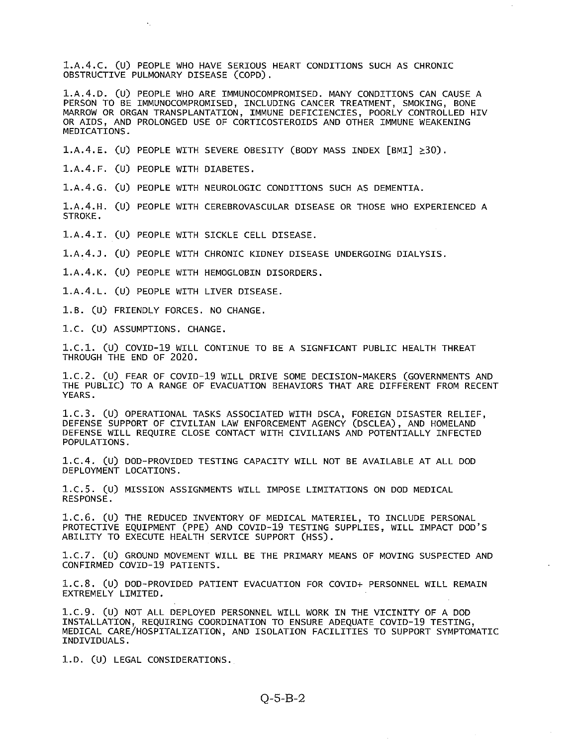1.A.4.C. (U) PEOPLE WHO HAVE SERIOUS HEART CONDITIONS SUCH AS CHRONIC OBSTRUCTIVE PULMONARY DISEASE (COPD).

1.A.4.D. (U) PEOPLE WHO ARE IMMUNOCOMPROMISED. MANY CONDITIONS CAN CAUSE A PERSON TO BE IMMUNOCOMPROMISED, INCLUDING CANCER TREATMENT, SMOKING, BONE MARROW OR ORGAN TRANSPLANTATION, IMMUNE DEFICIENCIES, POORLY CONTROLLED HIV OR AIDS, AND PROLONGED USE OF CORTICOSTEROIDS AND OTHER IMMUNE WEAKENING MEDICATIONS.

1.A.4.E. (U) PEOPLE WITH SEVERE OBESITY (BODY MASS INDEX [BMI] ≥30).

1.A.4.F. (U) PEOPLE WITH DIABETES.

1.A.4.G. (U) PEOPLE WITH NEUROLOGIC CONDITIONS SUCH AS DEMENTIA.

1.A.4.H. (U) PEOPLE WITH CEREBROVASCULAR DISEASE OR THOSE WHO EXPERIENCED A STROKE.

1.A.4.I. (U) PEOPLE WITH SICKLE CELL DISEASE.

1.A.4.J. (U) PEOPLE WITH CHRONIC KIDNEY DISEASE UNDERGOING DIALYSIS.

1.A.4.K. (U) PEOPLE WITH HEMOGLOBIN DISORDERS.

1.A.4.L. (U) PEOPLE WITH LIVER DISEASE.

1.B. (U) FRIENDLY FORCES. NO CHANGE.

1.C. (U) ASSUMPTIONS. CHANGE.

1.C.1. (U) COVID-19 WILL CONTINUE TO BE A SIGNFICANT PUBLIC HEALTH THREAT THROUGH THE END OF 2020.

1.C.2. (U) FEAR OF COVID-19 WILL DRIVE SOME DECISION-MAKERS (GOVERNMENTS AND THE PUBLIC) TO A RANGE OF EVACUATION BEHAVIORS THAT ARE DIFFERENT FROM RECENT YEARS.

1.C.3. (U) OPERATIONAL TASKS ASSOCIATED WITH DSCA, FOREIGN DISASTER RELIEF, DEFENSE SUPPORT OF CIVILIAN LAW ENFORCEMENT AGENCY (DSCLEA), AND HOMELAND DEFENSE WILL REQUIRE CLOSE CONTACT WITH CIVILIANS AND POTENTIALLY INFECTED POPULATIONS.

1.C.4. (U) DOD-PROVIDED TESTING CAPACITY WILL NOT BE AVAILABLE AT ALL DOD DEPLOYMENT LOCATIONS.

1.C.5. (U) MISSION ASSIGNMENTS WILL IMPOSE LIMITATIONS ON DOD MEDICAL RESPONSE.

1.C.6. (U) THE REDUCED INVENTORY OF MEDICAL MATERIEL, TO INCLUDE PERSONAL PROTECTIVE EQUIPMENT (PPE) AND COVID-19 TESTING SUPPLIES, WILL IMPACT DOD'S ABILITY TO EXECUTE HEALTH SERVICE SUPPORT (HSS).

1.C.7. (U) GROUND MOVEMENT WILL BE THE PRIMARY MEANS OF MOVING SUSPECTED AND CONFIRMED COVID-19 PATIENTS.

1.C.8. (U) DOD-PROVIDED PATIENT EVACUATION FOR COVID+ PERSONNEL WILL REMAIN EXTREMELY LIMITED.

1.C.9. (U) NOT ALL DEPLOYED PERSONNEL WILL WORK IN THE VICINITY OF A DOD INSTALLATION, REQUIRING COORDINATION TO ENSURE ADEQUATE COVID-19 TESTING, MEDICAL CARE/HOSPITALIZATION, AND ISOLATION FACILITIES TO SUPPORT SYMPTOMATIC INDIVIDUALS.

1.D. (U) LEGAL CONSIDERATIONS.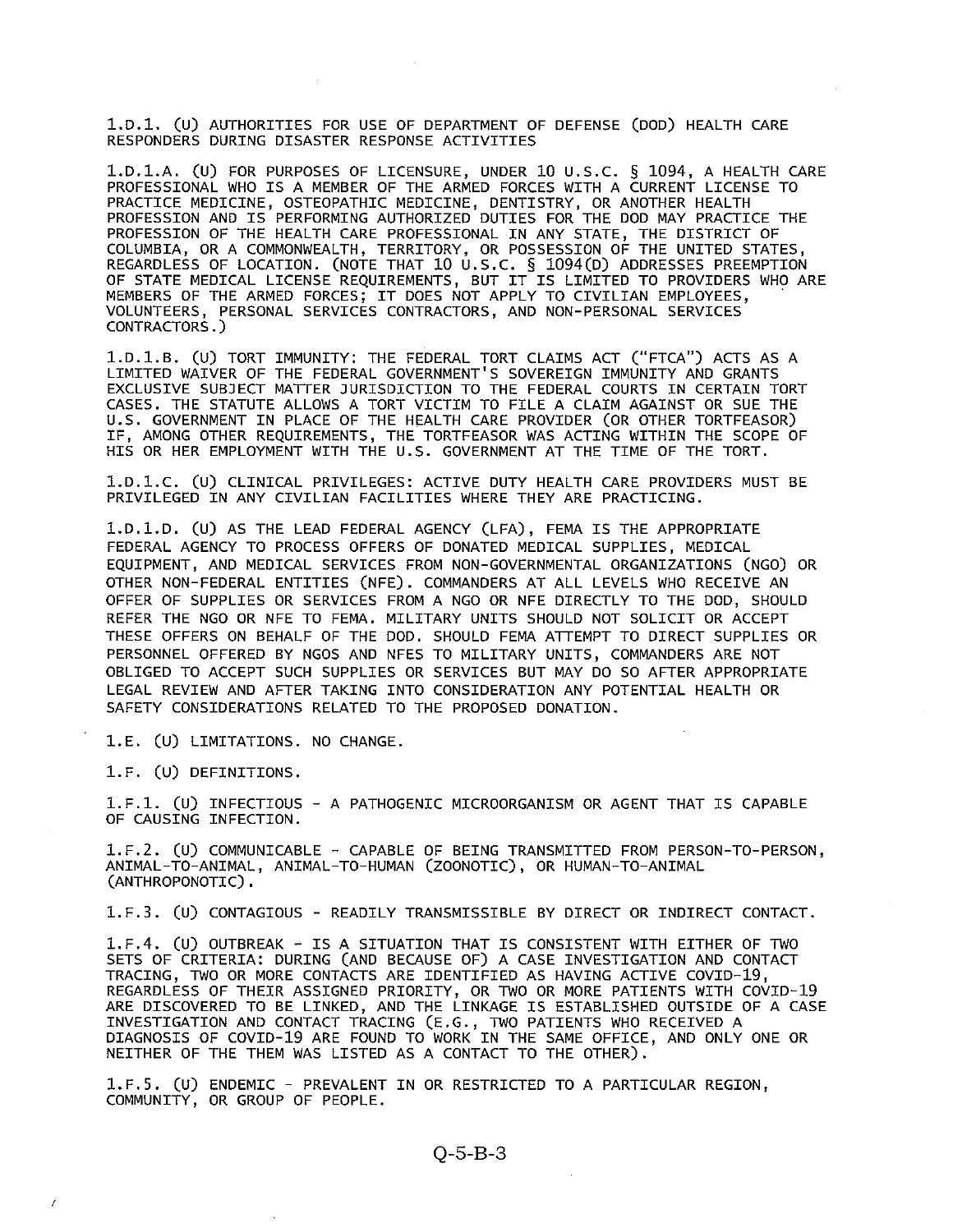1.D.1. (U) AUTHORITIES FOR USE OF DEPARTMENT OF DEFENSE (DOD) HEALTH CARE RESPONDERS DURING DISASTER RESPONSE ACTIVITIES

1.D.1.A. (U) FOR PURPOSES OF LICENSURE, UNDER 10 U.S.C. § 1094, A HEALTH CARE PROFESSIONAL WHO IS A MEMBER OF THE ARMED FORCES WITH A CURRENT LICENSE TO PRACTICE MEDICINE, OSTEOPATHIC MEDICINE, DENTISTRY, OR ANOTHER HEALTH PROFESSION AND IS PERFORMING AUTHORIZED DUTIES FOR THE DOD MAY PRACTICE THE PROFESSION OF THE HEALTH CARE PROFESSIONAL IN ANY STATE, THE DISTRICT OF COLUMBIA, OR A COMMONWEALTH, TERRITORY, OR POSSESSION OF THE UNITED STATES, REGARDLESS OF LOCATION. (NOTE THAT 10 U.S.C. § 1094(D) ADDRESSES PREEMPTION OF STATE MEDICAL LICENSE REQUIREMENTS, BUT IT IS LIMITED TO PROVIDERS WHO ARE MEMBERS OF THE ARMED FORCES; IT DOES NOT APPLY TO CIVILIAN EMPLOYEES, VOLUNTEERS, PERSONAL SERVICES CONTRACTORS, AND NON-PERSONAL SERVICES CONTRACTORS.)

1.D.1.B. (U) TORT IMMUNITY: THE FEDERAL TORT CLAIMS ACT ("FTCA") ACTS AS A LIMITED WAIVER OF THE FEDERAL GOVERNMENT'S SOVEREIGN IMMUNITY AND GRANTS EXCLUSIVE SUBJECT MATTER JURISDICTION TO THE FEDERAL COURTS IN CERTAIN TORT CASES. THE STATUTE ALLOWS A TORT VICTIM TO FILE A CLAIM AGAINST OR SUE THE U.S. GOVERNMENT IN PLACE OF THE HEALTH CARE PROVIDER (OR OTHER TORTFEASOR) IF, AMONG OTHER REQUIREMENTS, THE TORTFEASOR WAS ACTING WITHIN THE SCOPE OF HIS OR HER EMPLOYMENT WITH THE U.S. GOVERNMENT AT THE TIME OF THE TORT.

1.D.1.C. (U) CLINICAL PRIVILEGES: ACTIVE DUTY HEALTH CARE PROVIDERS MUST BE PRIVILEGED IN ANY CIVILIAN FACILITIES WHERE THEY ARE PRACTICING.

1.D.1.D. (U) AS THE LEAD FEDERAL AGENCY (LFA), FEMA IS THE APPROPRIATE FEDERAL AGENCY TO PROCESS OFFERS OF DONATED MEDICAL SUPPLIES, MEDICAL EQUIPMENT, AND MEDICAL SERVICES FROM NON-GOVERNMENTAL ORGANIZATIONS (NGO) OR OTHER NON-FEDERAL ENTITIES (NFE). COMMANDERS AT ALL LEVELS WHO RECEIVE AN OFFER OF SUPPLIES OR SERVICES FROM A NGO OR NFE DIRECTLY TO THE DOD, SHOULD REFER THE NGO OR NFE TO FEMA. MILITARY UNITS SHOULD NOT SOLICIT OR ACCEPT THESE OFFERS ON BEHALF OF THE DOD. SHOULD FEMA ATTEMPT TO DIRECT SUPPLIES OR PERSONNEL OFFERED BY NGOS AND NFES TO MILITARY UNITS, COMMANDERS ARE NOT OBLIGED TO ACCEPT SUCH SUPPLIES OR SERVICES BUT MAY DO SO AFTER APPROPRIATE LEGAL REVIEW AND AFTER TAKING INTO CONSIDERATION ANY POTENTIAL HEALTH OR SAFETY CONSIDERATIONS RELATED TO THE PROPOSED DONATION.

1.E. (U) LIMITATIONS. NO CHANGE.

1.F. (U) DEFINITIONS.

1.F.1. (U) INFECTIOUS - A PATHOGENIC MICROORGANISM OR AGENT THAT IS CAPABLE OF CAUSING INFECTION.

1.F.2. (U) COMMUNICABLE - CAPABLE OF BEING TRANSMITTED FROM PERSON-TO-PERSON, ANIMAL-TO-ANIMAL, ANIMAL-TO-HUMAN (ZOONOTIC), OR HUMAN-TO-ANIMAL (ANTHROPONOTIC).

1.F.3. (U) CONTAGIOUS - READILY TRANSMISSIBLE BY DIRECT OR INDIRECT CONTACT.

1.F.4. (U) OUTBREAK - IS A SITUATION THAT IS CONSISTENT WITH EITHER OF TWO SETS OF CRITERIA: DURING (AND BECAUSE OF) A CASE INVESTIGATION AND CONTACT TRACING, TWO OR MORE CONTACTS ARE IDENTIFIED AS HAVING ACTIVE COVID-19, REGARDLESS OF THEIR ASSIGNED PRIORITY, OR TWO OR MORE PATIENTS WITH COVID-19 ARE DISCOVERED TO BE LINKED, AND THE LINKAGE IS ESTABLISHED OUTSIDE OF A CASE INVESTIGATION AND CONTACT TRACING (E.G., TWO PATIENTS WHO RECEIVED A DIAGNOSIS OF COVID-19 ARE FOUND TO WORK IN THE SAME OFFICE, AND ONLY ONE OR NEITHER OF THE THEM WAS LISTED AS A CONTACT TO THE OTHER).

1.F.5. (U) ENDEMIC - PREVALENT IN OR RESTRICTED TO A PARTICULAR REGION, COMMUNITY, OR GROUP OF PEOPLE.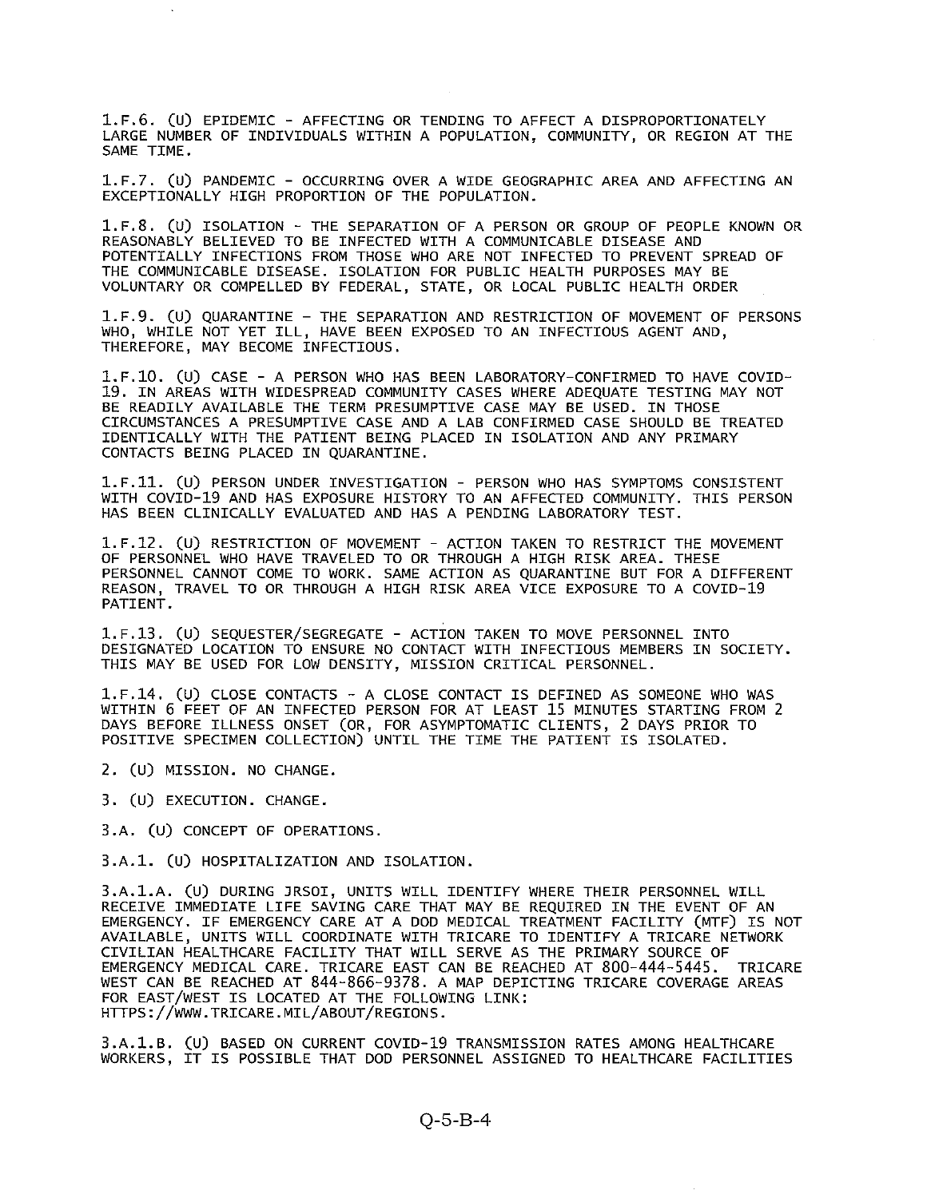1.F.6. (U) EPIDEMIC - AFFECTING OR TENDING TO AFFECT A DISPROPORTIONATELY LARGE NUMBER OF INDIVIDUALS WITHIN A POPULATION, COMMUNITY, OR REGION AT THE SAME TIME.

1.F.7. (U) PANDEMIC - OCCURRING OVER A WIDE GEOGRAPHIC AREA AND AFFECTING AN EXCEPTIONALLY HIGH PROPORTION OF THE POPULATION.

1.F.8. (U) ISOLATION - THE SEPARATION OF A PERSON OR GROUP OF PEOPLE KNOWN OR REASONABLY BELIEVED TO BE INFECTED WITH A COMMUNICABLE DISEASE AND POTENTIALLY INFECTIONS FROM THOSE WHO ARE NOT INFECTED TO PREVENT SPREAD OF THE COMMUNICABLE DISEASE. ISOLATION FOR PUBLIC HEALTH PURPOSES MAY BE VOLUNTARY OR COMPELLED BY FEDERAL, STATE, OR LOCAL PUBLIC HEALTH ORDER

1.F.9. (U) QUARANTINE - THE SEPARATION AND RESTRICTION OF MOVEMENT OF PERSONS WHO, WHILE NOT YET ILL, HAVE BEEN EXPOSED TO AN INFECTIOUS AGENT AND, THEREFORE, MAY BECOME INFECTIOUS.

1.F.10. (U) CASE - A PERSON WHO HAS BEEN LABORATORY-CONFIRMED TO HAVE COVID-19. IN AREAS WITH WIDESPREAD COMMUNITY CASES WHERE ADEQUATE TESTING MAY NOT BE READILY AVAILABLE THE TERM PRESUMPTIVE CASE MAY BE USED. IN THOSE CIRCUMSTANCES A PRESUMPTIVE CASE AND A LAB CONFIRMED CASE SHOULD BE TREATED IDENTICALLY WITH THE PATIENT BEING PLACED IN ISOLATION AND ANY PRIMARY CONTACTS BEING PLACED IN QUARANTINE.

1.F.11. (U) PERSON UNDER INVESTIGATION - PERSON WHO HAS SYMPTOMS CONSISTENT WITH COVID-19 AND HAS EXPOSURE HISTORY TO AN AFFECTED COMMUNITY. THIS PERSON HAS BEEN CLINICALLY EVALUATED AND HAS A PENDING LABORATORY TEST.

1.F.12. (U) RESTRICTION OF MOVEMENT - ACTION TAKEN TO RESTRICT THE MOVEMENT OF PERSONNEL WHO HAVE TRAVELED TO OR THROUGH A HIGH RISK AREA. THESE PERSONNEL CANNOT COME TO WORK. SAME ACTION AS QUARANTINE BUT FOR A DIFFERENT REASON, TRAVEL TO OR THROUGH A HIGH RISK AREA VICE EXPOSURE TO A COVID-19 PATIENT.

1.F.13. (U) SEQUESTER/SEGREGATE - ACTION TAKEN TO MOVE PERSONNEL INTO DESIGNATED LOCATION TO ENSURE NO CONTACT WITH INFECTIOUS MEMBERS IN SOCIETY. THIS MAY BE USED FOR LOW DENSITY, MISSION CRITICAL PERSONNEL.

1.F.14. (U) CLOSE CONTACTS - A CLOSE CONTACT IS DEFINED AS SOMEONE WHO WAS WITHIN 6 FEET OF AN INFECTED PERSON FOR AT LEAST 15 MINUTES STARTING FROM 2 DAYS BEFORE ILLNESS ONSET (OR, FOR ASYMPTOMATIC CLIENTS, 2 DAYS PRIOR TO POSITIVE SPECIMEN COLLECTION) UNTIL THE TIME THE PATIENT IS ISOLATED.

2. (U) MISSION. NO CHANGE.

3. (U) EXECUTION. CHANGE.

3.A. (U) CONCEPT OF OPERATIONS.

3.A.1. (U) HOSPITALIZATION AND ISOLATION.

3.A.1.A. (U) DURING JRSOI, UNITS WILL IDENTIFY WHERE THEIR PERSONNEL WILL RECEIVE IMMEDIATE LIFE SAVING CARE THAT MAY BE REQUIRED IN THE EVENT OF AN EMERGENCY. IF EMERGENCY CARE AT A DOD MEDICAL TREATMENT FACILITY (MTF) IS NOT AVAILABLE, UNITS WILL COORDINATE WITH TRICARE TO IDENTIFY A TRICARE NETWORK CIVILIAN HEALTHCARE FACILITY THAT WILL SERVE AS THE PRIMARY SOURCE OF EMERGENCY MEDICAL CARE. TRICARE EAST CAN BE REACHED AT 800-444-5445. TRICARE WEST CAN BE REACHED AT 844-866-9378. A MAP DEPICTING TRICARE COVERAGE AREAS FOR EAST/WEST IS LOCATED AT THE FOLLOWING LINK: HTTPS://WWW.TRICARE.MIL/ABOUT/REGIONS.

3.A.1.B. (U) BASED ON CURRENT COVID-19 TRANSMISSION RATES AMONG HEALTHCARE WORKERS, IT IS POSSIBLE THAT DOD PERSONNEL ASSIGNED TO HEALTHCARE FACILITIES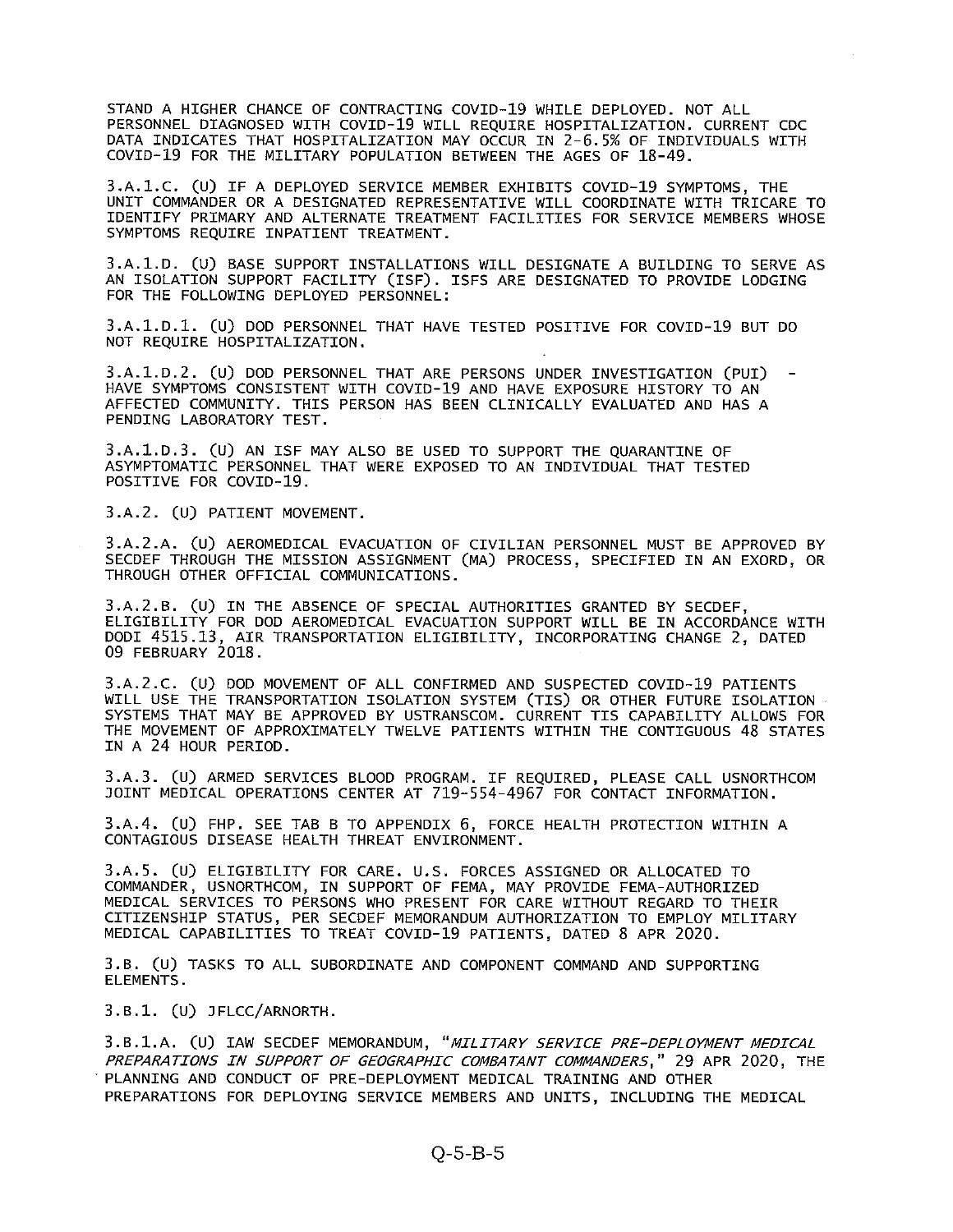STAND A HIGHER CHANCE OF CONTRACTING COVID-19 WHILE DEPLOYED. NOT ALL PERSONNEL DIAGNOSED WITH COVID-19 WILL REQUIRE HOSPITALIZATION. CURRENT CDC DATA INDICATES THAT HOSPITALIZATION MAY OCCUR IN 2-6.5% OF INDIVIDUALS WITH COVID-19 FOR THE MILITARY POPULATION BETWEEN THE AGES OF 18-49.

3.A.1.C. (U) IF A DEPLOYED SERVICE MEMBER EXHIBITS COVID-19 SYMPTOMS, THE UNIT COMMANDER OR A DESIGNATED REPRESENTATIVE WILL COORDINATE WITH TRICARE TO IDENTIFY PRIMARY AND ALTERNATE TREATMENT FACILITIES FOR SERVICE MEMBERS WHOSE SYMPTOMS REQUIRE INPATIENT TREATMENT.

3.A.1.D. (U) BASE SUPPORT INSTALLATIONS WILL DESIGNATE A BUILDING TO SERVE AS AN ISOLATION SUPPORT FACILITY (ISF). ISFS ARE DESIGNATED TO PROVIDE LODGING FOR THE FOLLOWING DEPLOYED PERSONNEL:

3.A.1.D.1. (U) DOD PERSONNEL THAT HAVE TESTED POSITIVE FOR COVID-19 BUT DO NOT REQUIRE HOSPITALIZATION.

3.A.1.D.2. (U) DOD PERSONNEL THAT ARE PERSONS UNDER INVESTIGATION (PUI) - HAVE SYMPTOMS CONSISTENT WITH COVID-19 AND HAVE EXPOSURE HISTORY TO AN AFFECTED COMMUNITY. THIS PERSON HAS BEEN CLINICALLY EVALUATED AND HAS A PENDING LABORATORY TEST.

3.A.1.D.3. (U) AN ISF MAY ALSO BE USED TO SUPPORT THE QUARANTINE OF ASYMPTOMATIC PERSONNEL THAT WERE EXPOSED TO AN INDIVIDUAL THAT TESTED POSITIVE FOR COVID-19.

3.A.2. (U) PATIENT MOVEMENT.

3.A.2.A. (U) AEROMEDICAL EVACUATION OF CIVILIAN PERSONNEL MUST BE APPROVED BY SECDEF THROUGH THE MISSION ASSIGNMENT (MA) PROCESS, SPECIFIED IN AN EXORD, OR THROUGH OTHER OFFICIAL COMMUNICATIONS.

3.A.2.B. (U) IN THE ABSENCE OF SPECIAL AUTHORITIES GRANTED BY SECDEF, ELIGIBILITY FOR DOD AEROMEDICAL EVACUATION SUPPORT WILL BE IN ACCORDANCE WITH DODI 4515.13, AIR TRANSPORTATION ELIGIBILITY, INCORPORATING CHANGE 2, DATED 09 FEBRUARY 2018.

3.A.2.C. (U) DOD MOVEMENT OF ALL CONFIRMED AND SUSPECTED COVID-19 PATIENTS WILL USE THE TRANSPORTATION ISOLATION SYSTEM (TIS) OR OTHER FUTURE ISOLATION SYSTEMS THAT MAY BE APPROVED BY USTRANSCOM. CURRENT TIS CAPABILITY ALLOWS FOR THE MOVEMENT OF APPROXIMATELY TWELVE PATIENTS WITHIN THE CONTIGUOUS 48 STATES IN A 24 HOUR PERIOD.

3.A.3. (U) ARMED SERVICES BLOOD PROGRAM. IF REQUIRED, PLEASE CALL USNORTHCOM JOINT MEDICAL OPERATIONS CENTER AT 719-554-4967 FOR CONTACT INFORMATION.

3.A.4. (U) FHP. SEE TAB B TO APPENDIX 6, FORCE HEALTH PROTECTION WITHIN A CONTAGIOUS DISEASE HEALTH THREAT ENVIRONMENT.

3.A.5. (U) ELIGIBILITY FOR CARE. U.S. FORCES ASSIGNED OR ALLOCATED TO COMMANDER, USNORTHCOM, IN SUPPORT OF FEMA, MAY PROVIDE FEMA-AUTHORIZED MEDICAL SERVICES TO PERSONS WHO PRESENT FOR CARE WITHOUT REGARD TO THEIR CITIZENSHIP STATUS, PER SECDEF MEMORANDUM AUTHORIZATION TO EMPLOY MILITARY MEDICAL CAPABILITIES TO TREAT COVID-19 PATIENTS, DATED 8 APR 2020.

3.B. (U) TASKS TO ALL SUBORDINATE AND COMPONENT COMMAND AND SUPPORTING ELEMENTS.

3.B.1. (U) JFLCC/ARNORTH.

3.B.1.A. (U) IAW SECDEF MEMORANDUM, "*MILITARY SERVICE PRE-DEPLOYMENT MEDICAL PREPARATIONS IN SUPPORT OF GEOGRAPHIC COMBATANT COMMANDERS*," 29 APR 2020, THE PLANNING AND CONDUCT OF PRE-DEPLOYMENT MEDICAL TRAINING AND OTHER PREPARATIONS FOR DEPLOYING SERVICE MEMBERS AND UNITS, INCLUDING THE MEDICAL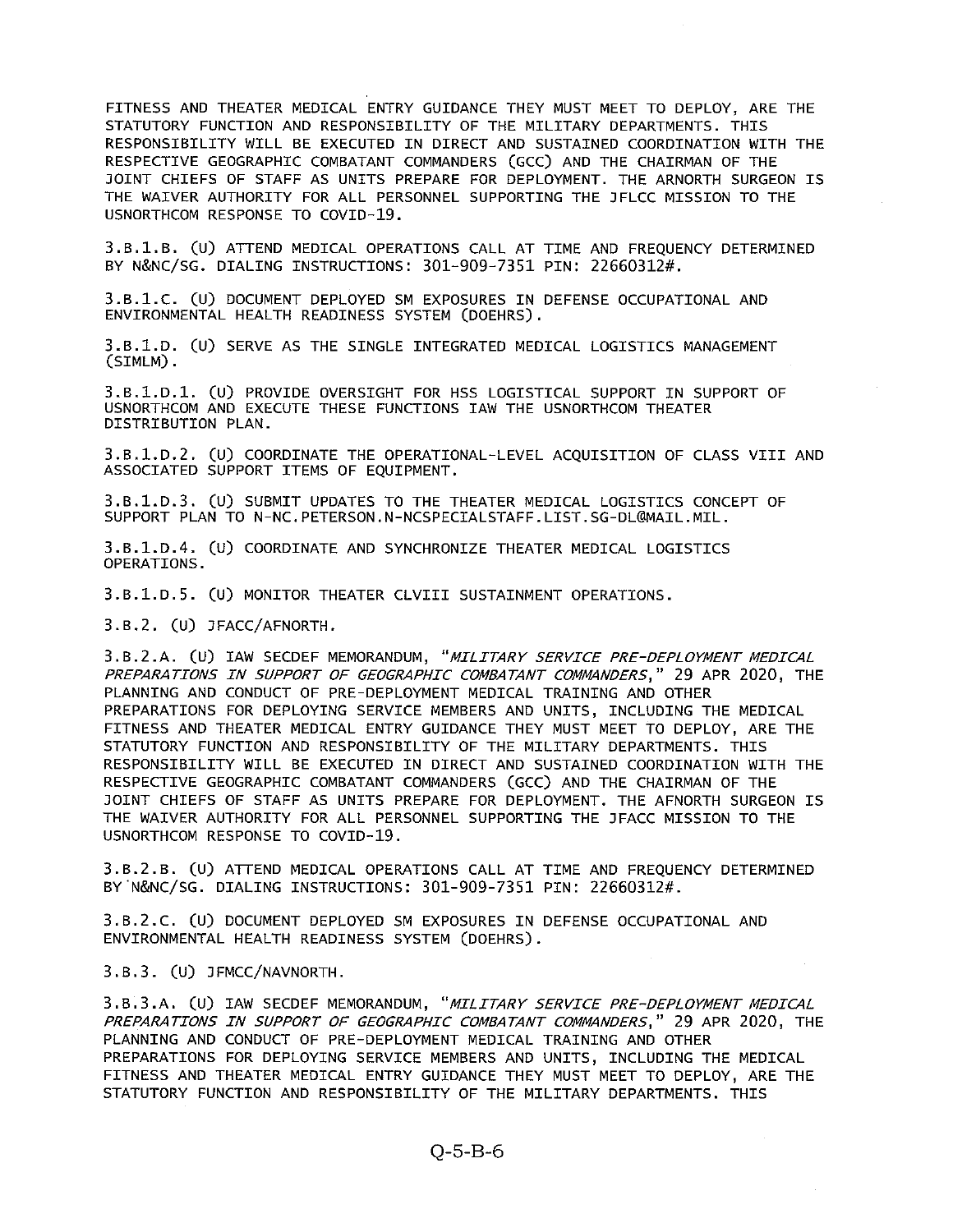FITNESS AND THEATER MEDICAL ENTRY GUIDANCE THEY MUST MEET TO DEPLOY, ARE THE STATUTORY FUNCTION AND RESPONSIBILITY OF THE MILITARY DEPARTMENTS. THIS RESPONSIBILITY WILL BE EXECUTED IN DIRECT AND SUSTAINED COORDINATION WITH THE RESPECTIVE GEOGRAPHIC COMBATANT COMMANDERS (GCC) AND THE CHAIRMAN OF THE JOINT CHIEFS OF STAFF AS UNITS PREPARE FOR DEPLOYMENT. THE ARNORTH SURGEON IS THE WAIVER AUTHORITY FOR ALL PERSONNEL SUPPORTING THE JFLCC MISSION TO THE USNORTHCOM RESPONSE TO COVID-19.

3.B.1.B. (U) ATTEND MEDICAL OPERATIONS CALL AT TIME AND FREQUENCY DETERMINED BY N&NC/SG. DIALING INSTRUCTIONS: 301-909-7351 PIN: 22660312#.

3.B.1.C. (U) DOCUMENT DEPLOYED SM EXPOSURES IN DEFENSE OCCUPATIONAL AND ENVIRONMENTAL HEALTH READINESS SYSTEM (DOEHRS).

3.B.1.D. (U) SERVE AS THE SINGLE INTEGRATED MEDICAL LOGISTICS MANAGEMENT (SIMLM).

3.B.1.D.1. (U) PROVIDE OVERSIGHT FOR HSS LOGISTICAL SUPPORT IN SUPPORT OF USNORTHCOM AND EXECUTE THESE FUNCTIONS IAW THE USNORTHCOM THEATER DISTRIBUTION PLAN.

3.B.1.D.2. (U) COORDINATE THE OPERATIONAL-LEVEL ACQUISITION OF CLASS VIII AND ASSOCIATED SUPPORT ITEMS OF EQUIPMENT.

3.B.1.D.3. (U) SUBMIT UPDATES TO THE THEATER MEDICAL LOGISTICS CONCEPT OF SUPPORT PLAN TO N-NC.PETERSON.N-NCSPECIALSTAFF.LIST.SG-DL@MAIL.MIL.

3.B.1.D.4. (U) COORDINATE AND SYNCHRONIZE THEATER MEDICAL LOGISTICS OPERATIONS.

3.B.1.D.5. (U) MONITOR THEATER CLVIII SUSTAINMENT OPERATIONS.

3.B.2. (U) JFACC/AFNORTH.

3.B.2.A. (U) IAW SECDEF MEMORANDUM, "*MILITARY SERVICE PRE-DEPLOYMENT MEDICAL PREPARATIONS IN SUPPORT OF GEOGRAPHIC COMBATANT COMMANDERS*," 29 APR 2020, THE PLANNING AND CONDUCT OF PRE-DEPLOYMENT MEDICAL TRAINING AND OTHER PREPARATIONS FOR DEPLOYING SERVICE MEMBERS AND UNITS, INCLUDING THE MEDICAL FITNESS AND THEATER MEDICAL ENTRY GUIDANCE THEY MUST MEET TO DEPLOY, ARE THE STATUTORY FUNCTION AND RESPONSIBILITY OF THE MILITARY DEPARTMENTS. THIS RESPONSIBILITY WILL BE EXECUTED IN DIRECT AND SUSTAINED COORDINATION WITH THE RESPECTIVE GEOGRAPHIC COMBATANT COMMANDERS (GCC) AND THE CHAIRMAN OF THE JOINT CHIEFS OF STAFF AS UNITS PREPARE FOR DEPLOYMENT. THE AFNORTH SURGEON IS THE WAIVER AUTHORITY FOR ALL PERSONNEL SUPPORTING THE JFACC MISSION TO THE USNORTHCOM RESPONSE TO COVID-19.

3.B.2.B. (U) ATTEND MEDICAL OPERATIONS CALL AT TIME AND FREQUENCY DETERMINED BY N&NC/SG. DIALING INSTRUCTIONS: 301-909-7351 PIN: 22660312#.

3.B.2.C. (U) DOCUMENT DEPLOYED SM EXPOSURES IN DEFENSE OCCUPATIONAL AND ENVIRONMENTAL HEALTH READINESS SYSTEM (DOEHRS).

3.B.3. (U) JFMCC/NAVNORTH.

3.B.3.A. (U) IAW SECDEF MEMORANDUM, "*MILITARY SERVICE PRE-DEPLOYMENT MEDICAL PREPARATIONS IN SUPPORT OF GEOGRAPHIC COMBATANT COMMANDERS*," 29 APR 2020, THE PLANNING AND CONDUCT OF PRE-DEPLOYMENT MEDICAL TRAINING AND OTHER PREPARATIONS FOR DEPLOYING SERVICE MEMBERS AND UNITS, INCLUDING THE MEDICAL FITNESS AND THEATER MEDICAL ENTRY GUIDANCE THEY MUST MEET TO DEPLOY, ARE THE STATUTORY FUNCTION AND RESPONSIBILITY OF THE MILITARY DEPARTMENTS. THIS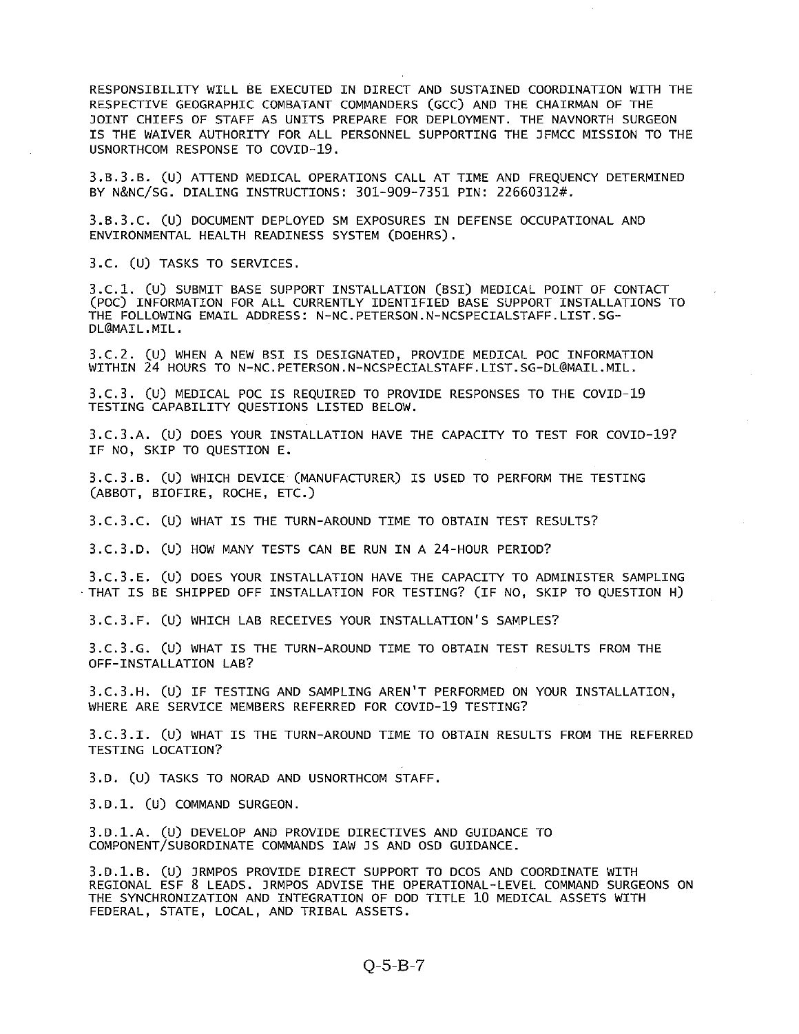RESPONSIBILITY WILL BE EXECUTED IN DIRECT AND SUSTAINED COORDINATION WITH THE RESPECTIVE GEOGRAPHIC COMBATANT COMMANDERS (GCC) AND THE CHAIRMAN OF THE JOINT CHIEFS OF STAFF AS UNITS PREPARE FOR DEPLOYMENT. THE NAVNORTH SURGEON IS THE WAIVER AUTHORITY FOR ALL PERSONNEL SUPPORTING THE JFMCC MISSION TO THE USNORTHCOM RESPONSE TO COVID-19.

3.B.3.B. (U) ATTEND MEDICAL OPERATIONS CALL AT TIME AND FREQUENCY DETERMINED BY N&NC/SG. DIALING INSTRUCTIONS: 301-909-7351 PIN: 22660312#.

3.B.3.C. (U) DOCUMENT DEPLOYED SM EXPOSURES IN DEFENSE OCCUPATIONAL AND ENVIRONMENTAL HEALTH READINESS SYSTEM (DOEHRS).

3.C. (U) TASKS TO SERVICES.

3.C.1. (U) SUBMIT BASE SUPPORT INSTALLATION (BSI) MEDICAL POINT OF CONTACT (POC) INFORMATION FOR ALL CURRENTLY IDENTIFIED BASE SUPPORT INSTALLATIONS TO THE FOLLOWING EMAIL ADDRESS: N-NC.PETERSON.N-NCSPECIALSTAFF.LIST.SG-DL@MAIL.MIL.

3.C.2. (U) WHEN A NEW BSI IS DESIGNATED, PROVIDE MEDICAL POC INFORMATION WITHIN 24 HOURS TO N-NC.PETERSON.N-NCSPECIALSTAFF.LIST.SG-DL@MAIL.MIL.

3.C.3. (U) MEDICAL POC IS REQUIRED TO PROVIDE RESPONSES TO THE COVID-19 TESTING CAPABILITY QUESTIONS LISTED BELOW.

3.C.3.A. (U) DOES YOUR INSTALLATION HAVE THE CAPACITY TO TEST FOR COVID-19? IF NO, SKIP TO QUESTION E.

3.C.3.B. (U) WHICH DEVICE (MANUFACTURER) IS USED TO PERFORM THE TESTING (ABBOT, BIOFIRE, ROCHE, ETC.)

3.C.3.C. (U) WHAT IS THE TURN-AROUND TIME TO OBTAIN TEST RESULTS?

3.C.3.D. (U) HOW MANY TESTS CAN BE RUN IN A 24-HOUR PERIOD?

3.C.3.E. (U) DOES YOUR INSTALLATION HAVE THE CAPACITY TO ADMINISTER SAMPLING THAT IS BE SHIPPED OFF INSTALLATION FOR TESTING? (IF NO, SKIP TO QUESTION H)

3.C.3.F. (U) WHICH LAB RECEIVES YOUR INSTALLATION'S SAMPLES?

3.C.3.G. (U) WHAT IS THE TURN-AROUND TIME TO OBTAIN TEST RESULTS FROM THE OFF-INSTALLATION LAB?

3.C.3.H. (U) IF TESTING AND SAMPLING AREN'T PERFORMED ON YOUR INSTALLATION, WHERE ARE SERVICE MEMBERS REFERRED FOR COVID-19 TESTING?

3.C.3.I. (U) WHAT IS THE TURN-AROUND TIME TO OBTAIN RESULTS FROM THE REFERRED TESTING LOCATION?

3.D. (U) TASKS TO NORAD AND USNORTHCOM STAFF.

3.D.1. (U) COMMAND SURGEON.

3.D.1.A. (U) DEVELOP AND PROVIDE DIRECTIVES AND GUIDANCE TO COMPONENT/SUBORDINATE COMMANDS IAW JS AND OSD GUIDANCE.

3.D.1.B. (U) JRMPOS PROVIDE DIRECT SUPPORT TO DCOS AND COORDINATE WITH REGIONAL ESF 8 LEADS. JRMPOS ADVISE THE OPERATIONAL-LEVEL COMMAND SURGEONS ON THE SYNCHRONIZATION AND INTEGRATION OF DOD TITLE 10 MEDICAL ASSETS WITH FEDERAL, STATE, LOCAL, AND TRIBAL ASSETS.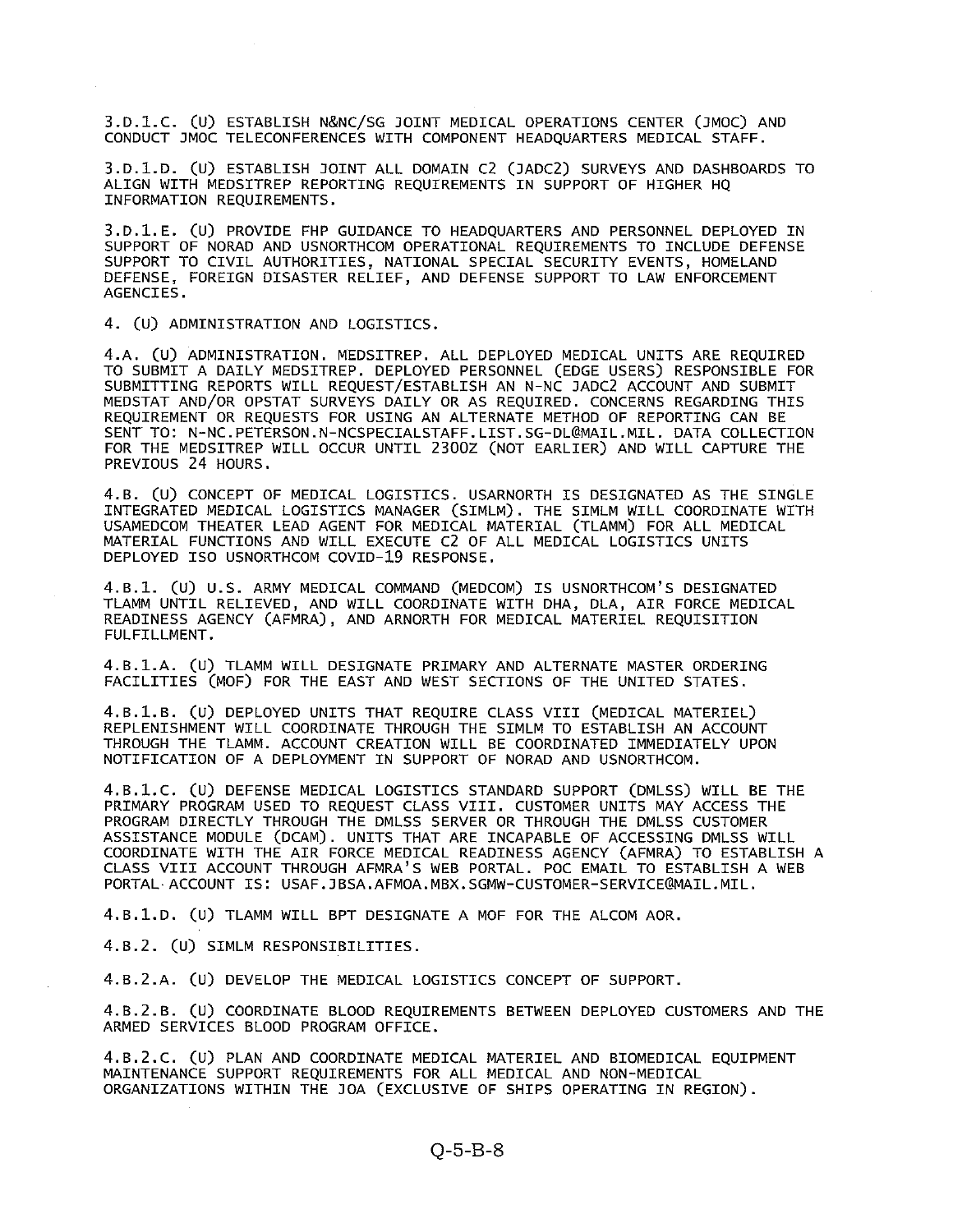3.D.1.C. (U) ESTABLISH N&NC/SG JOINT MEDICAL OPERATIONS CENTER (JMOC) AND CONDUCT JMOC TELECONFERENCES WITH COMPONENT HEADQUARTERS MEDICAL STAFF.

3.D.1.D. (U) ESTABLISH JOINT ALL DOMAIN C2 (JADC2) SURVEYS AND DASHBOARDS TO ALIGN WITH MEDSITREP REPORTING REQUIREMENTS IN SUPPORT OF HIGHER HQ INFORMATION REQUIREMENTS.

3.D.1.E. (U) PROVIDE FHP GUIDANCE TO HEADQUARTERS AND PERSONNEL DEPLOYED IN SUPPORT OF NORAD AND USNORTHCOM OPERATIONAL REQUIREMENTS TO INCLUDE DEFENSE SUPPORT TO CIVIL AUTHORITIES, NATIONAL SPECIAL SECURITY EVENTS, HOMELAND DEFENSE, FOREIGN DISASTER RELIEF, AND DEFENSE SUPPORT TO LAW ENFORCEMENT AGENCIES.

4. (U) ADMINISTRATION AND LOGISTICS.

4.A. (U) ADMINISTRATION. MEDSITREP. ALL DEPLOYED MEDICAL UNITS ARE REQUIRED TO SUBMIT A DAILY MEDSITREP. DEPLOYED PERSONNEL (EDGE USERS) RESPONSIBLE FOR SUBMITTING REPORTS WILL REQUEST/ESTABLISH AN N-NC JADC2 ACCOUNT AND SUBMIT MEDSTAT AND/OR OPSTAT SURVEYS DAILY OR AS REQUIRED. CONCERNS REGARDING THIS REQUIREMENT OR REQUESTS FOR USING AN ALTERNATE METHOD OF REPORTING CAN BE SENT TO: N-NC.PETERSON.N-NCSPECIALSTAFF.LIST.SG-DL@MAIL.MIL. DATA COLLECTION FOR THE MEDSITREP WILL OCCUR UNTIL 2300Z (NOT EARLIER) AND WILL CAPTURE THE PREVIOUS 24 HOURS.

4.B. (U) CONCEPT OF MEDICAL LOGISTICS. USARNORTH IS DESIGNATED AS THE SINGLE INTEGRATED MEDICAL LOGISTICS MANAGER (SIMLM). THE SIMLM WILL COORDINATE WITH USAMEDCOM THEATER LEAD AGENT FOR MEDICAL MATERIAL (TLAMM) FOR ALL MEDICAL MATERIAL FUNCTIONS AND WILL EXECUTE C2 OF ALL MEDICAL LOGISTICS UNITS DEPLOYED ISO USNORTHCOM COVID-19 RESPONSE.

4.B.1. (U) U.S. ARMY MEDICAL COMMAND (MEDCOM) IS USNORTHCOM'S DESIGNATED TLAMM UNTIL RELIEVED, AND WILL COORDINATE WITH DHA, DLA, AIR FORCE MEDICAL READINESS AGENCY (AFMRA), AND ARNORTH FOR MEDICAL MATERIEL REQUISITION FULFILLMENT.

4.B.1.A. (U) TLAMM WILL DESIGNATE PRIMARY AND ALTERNATE MASTER ORDERING FACILITIES (MOF) FOR THE EAST AND WEST SECTIONS OF THE UNITED STATES.

4.B.1.B. (U) DEPLOYED UNITS THAT REQUIRE CLASS VIII (MEDICAL MATERIEL) REPLENISHMENT WILL COORDINATE THROUGH THE SIMLM TO ESTABLISH AN ACCOUNT THROUGH THE TLAMM. ACCOUNT CREATION WILL BE COORDINATED IMMEDIATELY UPON NOTIFICATION OF A DEPLOYMENT IN SUPPORT OF NORAD AND USNORTHCOM.

4.B.1.C. (U) DEFENSE MEDICAL LOGISTICS STANDARD SUPPORT (DMLSS) WILL BE THE PRIMARY PROGRAM USED TO REQUEST CLASS VIII. CUSTOMER UNITS MAY ACCESS THE PROGRAM DIRECTLY THROUGH THE DMLSS SERVER OR THROUGH THE DMLSS CUSTOMER ASSISTANCE MODULE (DCAM). UNITS THAT ARE INCAPABLE OF ACCESSING DMLSS WILL COORDINATE WITH THE AIR FORCE MEDICAL READINESS AGENCY (AFMRA) TO ESTABLISH A CLASS VIII ACCOUNT THROUGH AFMRA'S WEB PORTAL. POC EMAIL TO ESTABLISH A WEB PORTAL ACCOUNT IS: USAF.JBSA.AFMOA.MBX.SGMW-CUSTOMER-SERVICE@MAIL.MIL.

4.B.1.D. (U) TLAMM WILL BPT DESIGNATE A MOF FOR THE ALCOM AOR.

4.B.2. (U) SIMLM RESPONSIBILITIES.

4.B.2.A. (U) DEVELOP THE MEDICAL LOGISTICS CONCEPT OF SUPPORT.

4.B.2.B. (U) COORDINATE BLOOD REQUIREMENTS BETWEEN DEPLOYED CUSTOMERS AND THE ARMED SERVICES BLOOD PROGRAM OFFICE.

4.B.2.C. (U) PLAN AND COORDINATE MEDICAL MATERIEL AND BIOMEDICAL EQUIPMENT MAINTENANCE SUPPORT REQUIREMENTS FOR ALL MEDICAL AND NON-MEDICAL ORGANIZATIONS WITHIN THE JOA (EXCLUSIVE OF SHIPS OPERATING IN REGION).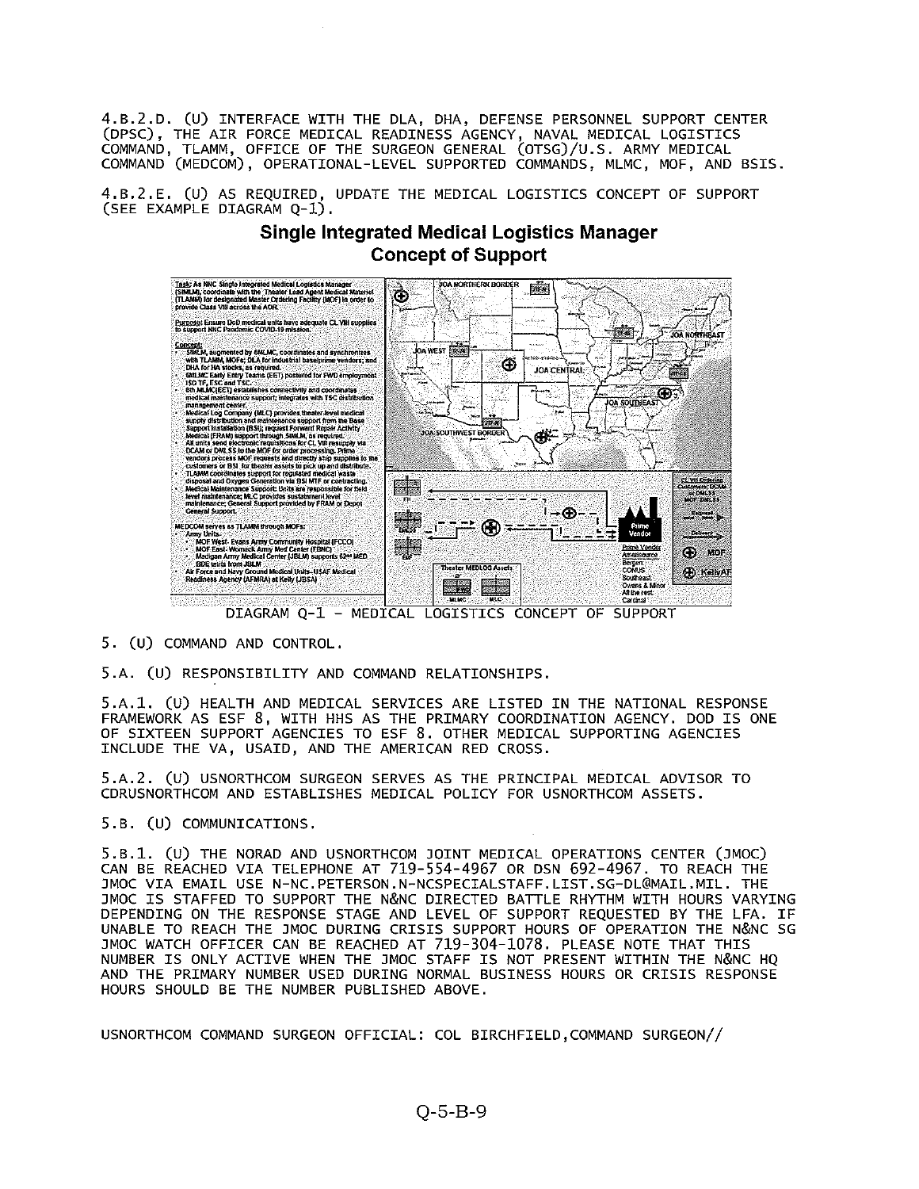4.B.2.D. (U) INTERFACE WITH THE DLA, DHA, DEFENSE PERSONNEL SUPPORT CENTER (DPSC), THE AIR FORCE MEDICAL READINESS AGENCY, NAVAL MEDICAL LOGISTICS COMMAND, TLAMM, OFFICE OF THE SURGEON GENERAL (OTSG)/U.S. ARMY MEDICAL COMMAND (MEDCOM), OPERATIONAL-LEVEL SUPPORTED COMMANDS, MLMC, MOF, AND BSIS.

4.B.2.E. (U) AS REQUIRED, UPDATE THE MEDICAL LOGISTICS CONCEPT OF SUPPORT (SEE EXAMPLE DIAGRAM Q-1).

**Single Integrated Medical Logistics Manager Concept of Support**

DIAGRAM Q-1 - MEDICAL LOGISTICS CONCEPT OF SUPPORT

5. (U) COMMAND AND CONTROL.

5.A. (U) RESPONSIBILITY AND COMMAND RELATIONSHIPS.

5.A.1. (U) HEALTH AND MEDICAL SERVICES ARE LISTED IN THE NATIONAL RESPONSE FRAMEWORK AS ESF 8, WITH HHS AS THE PRIMARY COORDINATION AGENCY. DOD IS ONE OF SIXTEEN SUPPORT AGENCIES TO ESF 8. OTHER MEDICAL SUPPORTING AGENCIES INCLUDE THE VA, USAID, AND THE AMERICAN RED CROSS.

5.A.2. (U) USNORTHCOM SURGEON SERVES AS THE PRINCIPAL MEDICAL ADVISOR TO CDRUSNORTHCOM AND ESTABLISHES MEDICAL POLICY FOR USNORTHCOM ASSETS.

5.B. (U) COMMUNICATIONS.

5.B.1. (U) THE NORAD AND USNORTHCOM JOINT MEDICAL OPERATIONS CENTER (JMOC) CAN BE REACHED VIA TELEPHONE AT 719-554-4967 OR DSN 692-4967. TO REACH THE JMOC VIA EMAIL USE N-NC.PETERSON.N-NCSPECIALSTAFF.LIST.SG-DL@MAIL.MIL. THE JMOC IS STAFFED TO SUPPORT THE N&NC DIRECTED BATTLE RHYTHM WITH HOURS VARYING DEPENDING ON THE RESPONSE STAGE AND LEVEL OF SUPPORT REQUESTED BY THE LFA. IF UNABLE TO REACH THE JMOC DURING CRISIS SUPPORT HOURS OF OPERATION THE N&NC SG JMOC WATCH OFFICER CAN BE REACHED AT 719-304-1078. PLEASE NOTE THAT THIS NUMBER IS ONLY ACTIVE WHEN THE JMOC STAFF IS NOT PRESENT WITHIN THE N&NC HQ AND THE PRIMARY NUMBER USED DURING NORMAL BUSINESS HOURS OR CRISIS RESPONSE HOURS SHOULD BE THE NUMBER PUBLISHED ABOVE.

USNORTHCOM COMMAND SURGEON OFFICIAL: COL BIRCHFIELD,COMMAND SURGEON//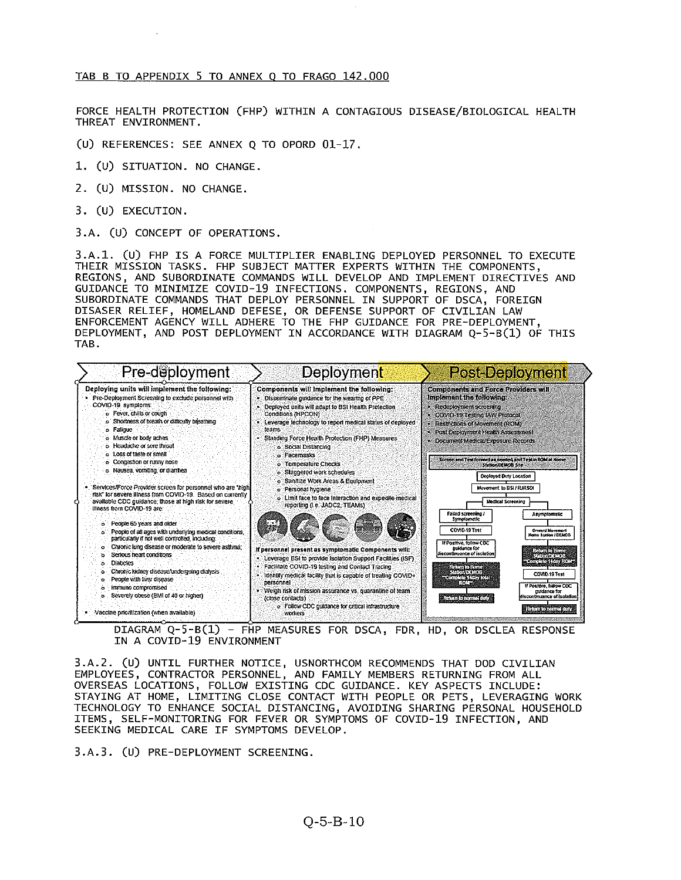TAB B TO APPENDIX 5 TO ANNEX Q TO FRAGO 142.000

FORCE HEALTH PROTECTION (FHP) WITHIN A CONTAGIOUS DISEASE/BIOLOGICAL HEALTH THREAT ENVIRONMENT.

(U) REFERENCES: SEE ANNEX Q TO OPORD 01-17.

1. (U) SITUATION. NO CHANGE.

2. (U) MISSION. NO CHANGE.

3. (U) EXECUTION.

3.A. (U) CONCEPT OF OPERATIONS.

3.A.1. (U) FHP IS A FORCE MULTIPLIER ENABLING DEPLOYED PERSONNEL TO EXECUTE THEIR MISSION TASKS. FHP SUBJECT MATTER EXPERTS WITHIN THE COMPONENTS, REGIONS, AND SUBORDINATE COMMANDS WILL DEVELOP AND IMPLEMENT DIRECTIVES AND GUIDANCE TO MINIMIZE COVID-19 INFECTIONS. COMPONENTS, REGIONS, AND SUBORDINATE COMMANDS THAT DEPLOY PERSONNEL IN SUPPORT OF DSCA, FOREIGN DISASER RELIEF, HOMELAND DEFESE, OR DEFENSE SUPPORT OF CIVILIAN LAW ENFORCEMENT AGENCY WILL ADHERE TO THE FHP GUIDANCE FOR PRE-DEPLOYMENT, DEPLOYMENT, AND POST DEPLOYMENT IN ACCORDANCE WITH DIAGRAM Q-5-B(1) OF THIS TAB.

**Pre-deployment**

Deploying units will implement the following:

- Pre-Deployment Screening to exclude personnel with COVID-19 symptoms:
  - Fever, chills or cough
  - Shortness of breath or difficulty breathing
  - Fatigue
  - Muscle or body aches
  - Headache or sore throat
  - Loss of taste or smell
  - Congestion or runny nose
  - Nausea, vomiting, or diarrhea
- Services/Force Provider screen for personnel who are "high risk" for severe illness from COVID-19. Based on currently available CDC guidance, those at high risk for severe illness from COVID-19 are:
  - People 65 years and older
  - People of all ages with underlying medical conditions, particularly if not well controlled, including:
  - Chronic lung disease or moderate to severe asthma;
  - Serious heart conditions
  - Diabetes
  - Chronic kidney disease/undergoing dialysis
  - People with liver disease
  - Immuno compromised
  - Severely obese (BMI of 40 or higher)
- Vaccine prioritization (when available)

**Deployment**

Components will implement the following:

- Disseminate guidance for the wearing of PPE
- Deployed units will adapt to BSI Health Protection Conditions (HPCON)
- Leverage technology to report medical status of deployed teams
- Standing Force Health Protection (FHP) Measures
  - Social Distancing
  - Facemasks
  - Temperature Checks
  - Staggered work schedules
  - Sanitize Work Areas & Equipment
  - Personal hygiene
  - Limit face to face interaction and expedite medical reporting (i.e. JADC2, TEAMs)

If personnel present as symptomatic Components will:

- Leverage BSI to provide Isolation Support Facilities (ISF)
- Facilitate COVID-19 testing and Contact Tracing
- Identify medical facility that is capable of treating COVID+ personnel
- Weigh risk of mission assurance vs. quarantine of team (close contacts)
  - Follow CDC guidance for critical infrastructure workers

**Post-Deployment**

Components and Force Providers will implement the following:

- Redeployment screening
- COVID-19 Testing IAW Protocol
- Restrictions of Movement (ROM)
- Post Deployment Health Assessment
- Document Medical/Exposure Records

Screen and Test forward as needed and Test in ROM at Home Station/DEMOB Site → Deployed Duty Location → Movement to BSI / RJRSOI → Medical Screening

- Failed screening / Symptomatic → COVID-19 Test → If Positive, follow CDC guidance for discontinuance of isolation → Return to Home Station/DEMOB *Complete 14day total ROM* → Return to normal duty
- Asymptomatic → Onward Movement Home Station / DEMOB → Return to Home Station/DEMOB *Complete 14day ROM* → COVID-19 Test → If Positive, follow CDC guidance for discontinuance of isolation → Return to normal duty

DIAGRAM Q-5-B(1) – FHP MEASURES FOR DSCA, FDR, HD, OR DSCLEA RESPONSE IN A COVID-19 ENVIRONMENT

3.A.2. (U) UNTIL FURTHER NOTICE, USNORTHCOM RECOMMENDS THAT DOD CIVILIAN EMPLOYEES, CONTRACTOR PERSONNEL, AND FAMILY MEMBERS RETURNING FROM ALL OVERSEAS LOCATIONS, FOLLOW EXISTING CDC GUIDANCE. KEY ASPECTS INCLUDE: STAYING AT HOME, LIMITING CLOSE CONTACT WITH PEOPLE OR PETS, LEVERAGING WORK TECHNOLOGY TO ENHANCE SOCIAL DISTANCING, AVOIDING SHARING PERSONAL HOUSEHOLD ITEMS, SELF-MONITORING FOR FEVER OR SYMPTOMS OF COVID-19 INFECTION, AND SEEKING MEDICAL CARE IF SYMPTOMS DEVELOP.

3.A.3. (U) PRE-DEPLOYMENT SCREENING.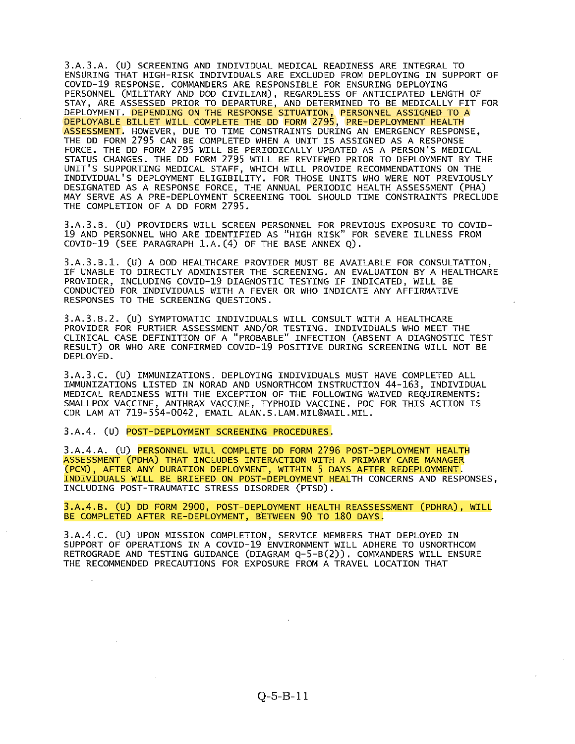3.A.3.A. (U) SCREENING AND INDIVIDUAL MEDICAL READINESS ARE INTEGRAL TO ENSURING THAT HIGH-RISK INDIVIDUALS ARE EXCLUDED FROM DEPLOYING IN SUPPORT OF COVID-19 RESPONSE. COMMANDERS ARE RESPONSIBLE FOR ENSURING DEPLOYING PERSONNEL (MILITARY AND DOD CIVILIAN), REGARDLESS OF ANTICIPATED LENGTH OF STAY, ARE ASSESSED PRIOR TO DEPARTURE, AND DETERMINED TO BE MEDICALLY FIT FOR DEPLOYMENT. DEPENDING ON THE RESPONSE SITUATION, PERSONNEL ASSIGNED TO A DEPLOYABLE BILLET WILL COMPLETE THE DD FORM 2795, PRE-DEPLOYMENT HEALTH ASSESSMENT. HOWEVER, DUE TO TIME CONSTRAINTS DURING AN EMERGENCY RESPONSE, THE DD FORM 2795 CAN BE COMPLETED WHEN A UNIT IS ASSIGNED AS A RESPONSE FORCE. THE DD FORM 2795 WILL BE PERIODICALLY UPDATED AS A PERSON'S MEDICAL STATUS CHANGES. THE DD FORM 2795 WILL BE REVIEWED PRIOR TO DEPLOYMENT BY THE UNIT'S SUPPORTING MEDICAL STAFF, WHICH WILL PROVIDE RECOMMENDATIONS ON THE INDIVIDUAL'S DEPLOYMENT ELIGIBILITY. FOR THOSE UNITS WHO WERE NOT PREVIOUSLY DESIGNATED AS A RESPONSE FORCE, THE ANNUAL PERIODIC HEALTH ASSESSMENT (PHA) MAY SERVE AS A PRE-DEPLOYMENT SCREENING TOOL SHOULD TIME CONSTRAINTS PRECLUDE THE COMPLETION OF A DD FORM 2795.

3.A.3.B. (U) PROVIDERS WILL SCREEN PERSONNEL FOR PREVIOUS EXPOSURE TO COVID-19 AND PERSONNEL WHO ARE IDENTIFIED AS "HIGH RISK" FOR SEVERE ILLNESS FROM COVID-19 (SEE PARAGRAPH 1.A.(4) OF THE BASE ANNEX Q).

3.A.3.B.1. (U) A DOD HEALTHCARE PROVIDER MUST BE AVAILABLE FOR CONSULTATION, IF UNABLE TO DIRECTLY ADMINISTER THE SCREENING. AN EVALUATION BY A HEALTHCARE PROVIDER, INCLUDING COVID-19 DIAGNOSTIC TESTING IF INDICATED, WILL BE CONDUCTED FOR INDIVIDUALS WITH A FEVER OR WHO INDICATE ANY AFFIRMATIVE RESPONSES TO THE SCREENING QUESTIONS.

3.A.3.B.2. (U) SYMPTOMATIC INDIVIDUALS WILL CONSULT WITH A HEALTHCARE PROVIDER FOR FURTHER ASSESSMENT AND/OR TESTING. INDIVIDUALS WHO MEET THE CLINICAL CASE DEFINITION OF A "PROBABLE" INFECTION (ABSENT A DIAGNOSTIC TEST RESULT) OR WHO ARE CONFIRMED COVID-19 POSITIVE DURING SCREENING WILL NOT BE DEPLOYED.

3.A.3.C. (U) IMMUNIZATIONS. DEPLOYING INDIVIDUALS MUST HAVE COMPLETED ALL IMMUNIZATIONS LISTED IN NORAD AND USNORTHCOM INSTRUCTION 44-163, INDIVIDUAL MEDICAL READINESS WITH THE EXCEPTION OF THE FOLLOWING WAIVED REQUIREMENTS: SMALLPOX VACCINE, ANTHRAX VACCINE, TYPHOID VACCINE. POC FOR THIS ACTION IS CDR LAM AT 719-554-0042, EMAIL ALAN.S.LAM.MIL@MAIL.MIL.

3.A.4. (U) POST-DEPLOYMENT SCREENING PROCEDURES.

3.A.4.A. (U) PERSONNEL WILL COMPLETE DD FORM 2796 POST-DEPLOYMENT HEALTH ASSESSMENT (PDHA) THAT INCLUDES INTERACTION WITH A PRIMARY CARE MANAGER (PCM), AFTER ANY DURATION DEPLOYMENT, WITHIN 5 DAYS AFTER REDEPLOYMENT. INDIVIDUALS WILL BE BRIEFED ON POST-DEPLOYMENT HEALTH CONCERNS AND RESPONSES, INCLUDING POST-TRAUMATIC STRESS DISORDER (PTSD).

3.A.4.B. (U) DD FORM 2900, POST-DEPLOYMENT HEALTH REASSESSMENT (PDHRA), WILL BE COMPLETED AFTER RE-DEPLOYMENT, BETWEEN 90 TO 180 DAYS.

3.A.4.C. (U) UPON MISSION COMPLETION, SERVICE MEMBERS THAT DEPLOYED IN SUPPORT OF OPERATIONS IN A COVID-19 ENVIRONMENT WILL ADHERE TO USNORTHCOM RETROGRADE AND TESTING GUIDANCE (DIAGRAM Q-5-B(2)). COMMANDERS WILL ENSURE THE RECOMMENDED PRECAUTIONS FOR EXPOSURE FROM A TRAVEL LOCATION THAT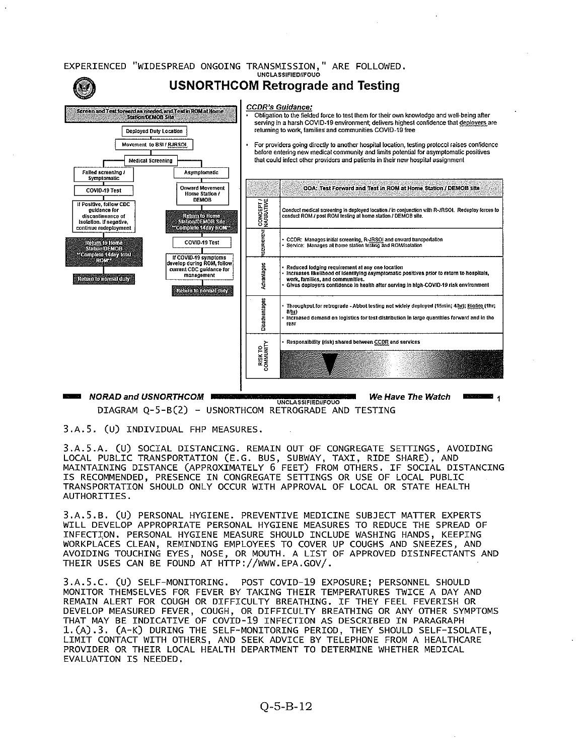EXPERIENCED "WIDESPREAD ONGOING TRANSMISSION," ARE FOLLOWED.

UNCLASSIFIED//FOUO

## USNORTHCOM Retrograde and Testing

**Screen and Test forward as needed, and Test in ROM at Home Station/DEMOB Site**

- Deployed Duty Location
- Movement to BSI / RJRSOI
- Medical Screening
  - Failed screening / Symptomatic
    - COVID-19 Test
    - If Positive, follow CDC guidance for discontinuance of isolation. If negative, continue redeployment
    - Return to Home Station/DEMOB "Complete 14day total ROM"
    - Return to normal duty
  - Asymptomatic
    - Onward Movement Home Station / DEMOB
    - Return to Home Station/DEMOB Site "Complete 14day ROM"
    - COVID-19 Test
    - If COVID-19 symptoms develop during ROM, follow current CDC guidance for management
    - Return to normal duty

*CCDR's Guidance:*

- Obligation to the fielded force to test them for their own knowledge and well-being after serving in a harsh COVID-19 environment; delivers highest confidence that deployers are returning to work, families and communities COVID-19 free
- For providers going directly to another hospital location, testing protocol raises confidence before entering new medical community and limits potential for asymptomatic positives that could infect other providers and patients in their new hospital assignment

| | COA: Test Forward and Test in ROM at Home Station / DEMOB site |
|---|---|
| CONCEPT / NARRATIVE | Conduct medical screening in deployed location / in conjunction with R-JRSOI. Redeploy forces to conduct ROM / post ROM testing at home station / DEMOB site. |
| REQUIREMENT | • CCDR: Manages initial screening, R-JRSOI and onward transportation<br>• Service: Manages all home station testing and ROM/isolation |
| Advantages | • Reduced lodging requirement at any one location<br>• Increases likelihood of identifying asymptomatic positives prior to return to hospitals, work, families, and communities.<br>• Gives deployers confidence in health after serving in high-COVID-19 risk environment |
| Disadvantages | • Throughput for retrograde - Abbot testing not widely deployed (15min; 4/hr); Biofire (1hr; 8/hr)<br>• Increased demand on logistics for test distribution in large quantities forward and in the rear |
| RISK TO COMMUNITY | • Responsibility (risk) shared between CCDR and services |

NORAD and USNORTHCOM — UNCLASSIFIED//FOUO — We Have The Watch

DIAGRAM Q-5-B(2) - USNORTHCOM RETROGRADE AND TESTING

3.A.5. (U) INDIVIDUAL FHP MEASURES.

3.A.5.A. (U) SOCIAL DISTANCING. REMAIN OUT OF CONGREGATE SETTINGS, AVOIDING LOCAL PUBLIC TRANSPORTATION (E.G. BUS, SUBWAY, TAXI, RIDE SHARE), AND MAINTAINING DISTANCE (APPROXIMATELY 6 FEET) FROM OTHERS. IF SOCIAL DISTANCING IS RECOMMENDED, PRESENCE IN CONGREGATE SETTINGS OR USE OF LOCAL PUBLIC TRANSPORTATION SHOULD ONLY OCCUR WITH APPROVAL OF LOCAL OR STATE HEALTH AUTHORITIES.

3.A.5.B. (U) PERSONAL HYGIENE. PREVENTIVE MEDICINE SUBJECT MATTER EXPERTS WILL DEVELOP APPROPRIATE PERSONAL HYGIENE MEASURES TO REDUCE THE SPREAD OF INFECTION. PERSONAL HYGIENE MEASURE SHOULD INCLUDE WASHING HANDS, KEEPING WORKPLACES CLEAN, REMINDING EMPLOYEES TO COVER UP COUGHS AND SNEEZES, AND AVOIDING TOUCHING EYES, NOSE, OR MOUTH. A LIST OF APPROVED DISINFECTANTS AND THEIR USES CAN BE FOUND AT HTTP://WWW.EPA.GOV/.

3.A.5.C. (U) SELF-MONITORING. POST COVID-19 EXPOSURE; PERSONNEL SHOULD MONITOR THEMSELVES FOR FEVER BY TAKING THEIR TEMPERATURES TWICE A DAY AND REMAIN ALERT FOR COUGH OR DIFFICULTY BREATHING. IF THEY FEEL FEVERISH OR DEVELOP MEASURED FEVER, COUGH, OR DIFFICULTY BREATHING OR ANY OTHER SYMPTOMS THAT MAY BE INDICATIVE OF COVID-19 INFECTION AS DESCRIBED IN PARAGRAPH 1.(A).3. (A-K) DURING THE SELF-MONITORING PERIOD, THEY SHOULD SELF-ISOLATE, LIMIT CONTACT WITH OTHERS, AND SEEK ADVICE BY TELEPHONE FROM A HEALTHCARE PROVIDER OR THEIR LOCAL HEALTH DEPARTMENT TO DETERMINE WHETHER MEDICAL EVALUATION IS NEEDED.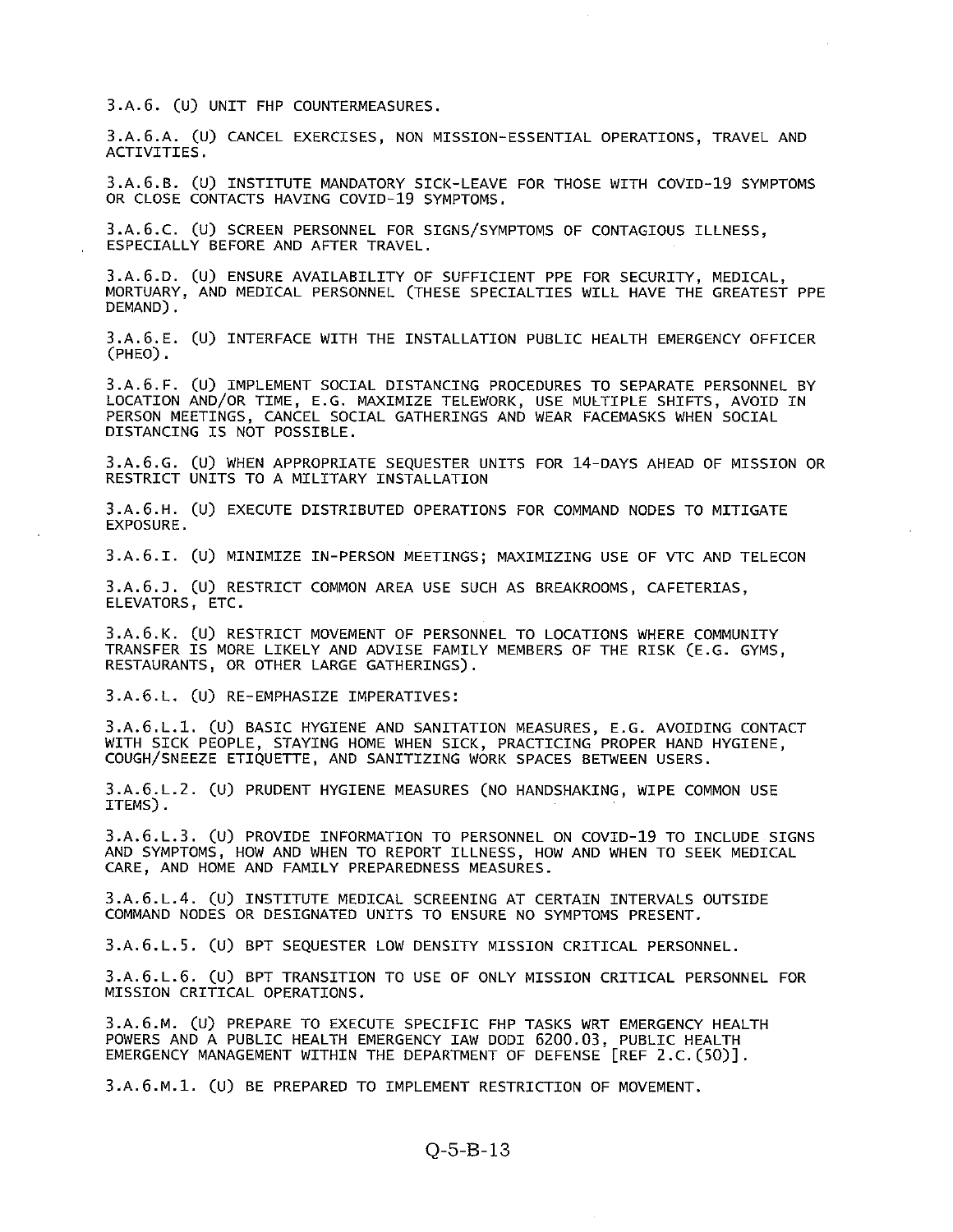3.A.6. (U) UNIT FHP COUNTERMEASURES.

3.A.6.A. (U) CANCEL EXERCISES, NON MISSION-ESSENTIAL OPERATIONS, TRAVEL AND ACTIVITIES.

3.A.6.B. (U) INSTITUTE MANDATORY SICK-LEAVE FOR THOSE WITH COVID-19 SYMPTOMS OR CLOSE CONTACTS HAVING COVID-19 SYMPTOMS.

3.A.6.C. (U) SCREEN PERSONNEL FOR SIGNS/SYMPTOMS OF CONTAGIOUS ILLNESS, ESPECIALLY BEFORE AND AFTER TRAVEL.

3.A.6.D. (U) ENSURE AVAILABILITY OF SUFFICIENT PPE FOR SECURITY, MEDICAL, MORTUARY, AND MEDICAL PERSONNEL (THESE SPECIALTIES WILL HAVE THE GREATEST PPE DEMAND).

3.A.6.E. (U) INTERFACE WITH THE INSTALLATION PUBLIC HEALTH EMERGENCY OFFICER (PHEO).

3.A.6.F. (U) IMPLEMENT SOCIAL DISTANCING PROCEDURES TO SEPARATE PERSONNEL BY LOCATION AND/OR TIME, E.G. MAXIMIZE TELEWORK, USE MULTIPLE SHIFTS, AVOID IN PERSON MEETINGS, CANCEL SOCIAL GATHERINGS AND WEAR FACEMASKS WHEN SOCIAL DISTANCING IS NOT POSSIBLE.

3.A.6.G. (U) WHEN APPROPRIATE SEQUESTER UNITS FOR 14-DAYS AHEAD OF MISSION OR RESTRICT UNITS TO A MILITARY INSTALLATION

3.A.6.H. (U) EXECUTE DISTRIBUTED OPERATIONS FOR COMMAND NODES TO MITIGATE EXPOSURE.

3.A.6.I. (U) MINIMIZE IN-PERSON MEETINGS; MAXIMIZING USE OF VTC AND TELECON

3.A.6.J. (U) RESTRICT COMMON AREA USE SUCH AS BREAKROOMS, CAFETERIAS, ELEVATORS, ETC.

3.A.6.K. (U) RESTRICT MOVEMENT OF PERSONNEL TO LOCATIONS WHERE COMMUNITY TRANSFER IS MORE LIKELY AND ADVISE FAMILY MEMBERS OF THE RISK (E.G. GYMS, RESTAURANTS, OR OTHER LARGE GATHERINGS).

3.A.6.L. (U) RE-EMPHASIZE IMPERATIVES:

3.A.6.L.1. (U) BASIC HYGIENE AND SANITATION MEASURES, E.G. AVOIDING CONTACT WITH SICK PEOPLE, STAYING HOME WHEN SICK, PRACTICING PROPER HAND HYGIENE, COUGH/SNEEZE ETIQUETTE, AND SANITIZING WORK SPACES BETWEEN USERS.

3.A.6.L.2. (U) PRUDENT HYGIENE MEASURES (NO HANDSHAKING, WIPE COMMON USE ITEMS).

3.A.6.L.3. (U) PROVIDE INFORMATION TO PERSONNEL ON COVID-19 TO INCLUDE SIGNS AND SYMPTOMS, HOW AND WHEN TO REPORT ILLNESS, HOW AND WHEN TO SEEK MEDICAL CARE, AND HOME AND FAMILY PREPAREDNESS MEASURES.

3.A.6.L.4. (U) INSTITUTE MEDICAL SCREENING AT CERTAIN INTERVALS OUTSIDE COMMAND NODES OR DESIGNATED UNITS TO ENSURE NO SYMPTOMS PRESENT.

3.A.6.L.5. (U) BPT SEQUESTER LOW DENSITY MISSION CRITICAL PERSONNEL.

3.A.6.L.6. (U) BPT TRANSITION TO USE OF ONLY MISSION CRITICAL PERSONNEL FOR MISSION CRITICAL OPERATIONS.

3.A.6.M. (U) PREPARE TO EXECUTE SPECIFIC FHP TASKS WRT EMERGENCY HEALTH POWERS AND A PUBLIC HEALTH EMERGENCY IAW DODI 6200.03, PUBLIC HEALTH EMERGENCY MANAGEMENT WITHIN THE DEPARTMENT OF DEFENSE [REF 2.C.(50)].

3.A.6.M.1. (U) BE PREPARED TO IMPLEMENT RESTRICTION OF MOVEMENT.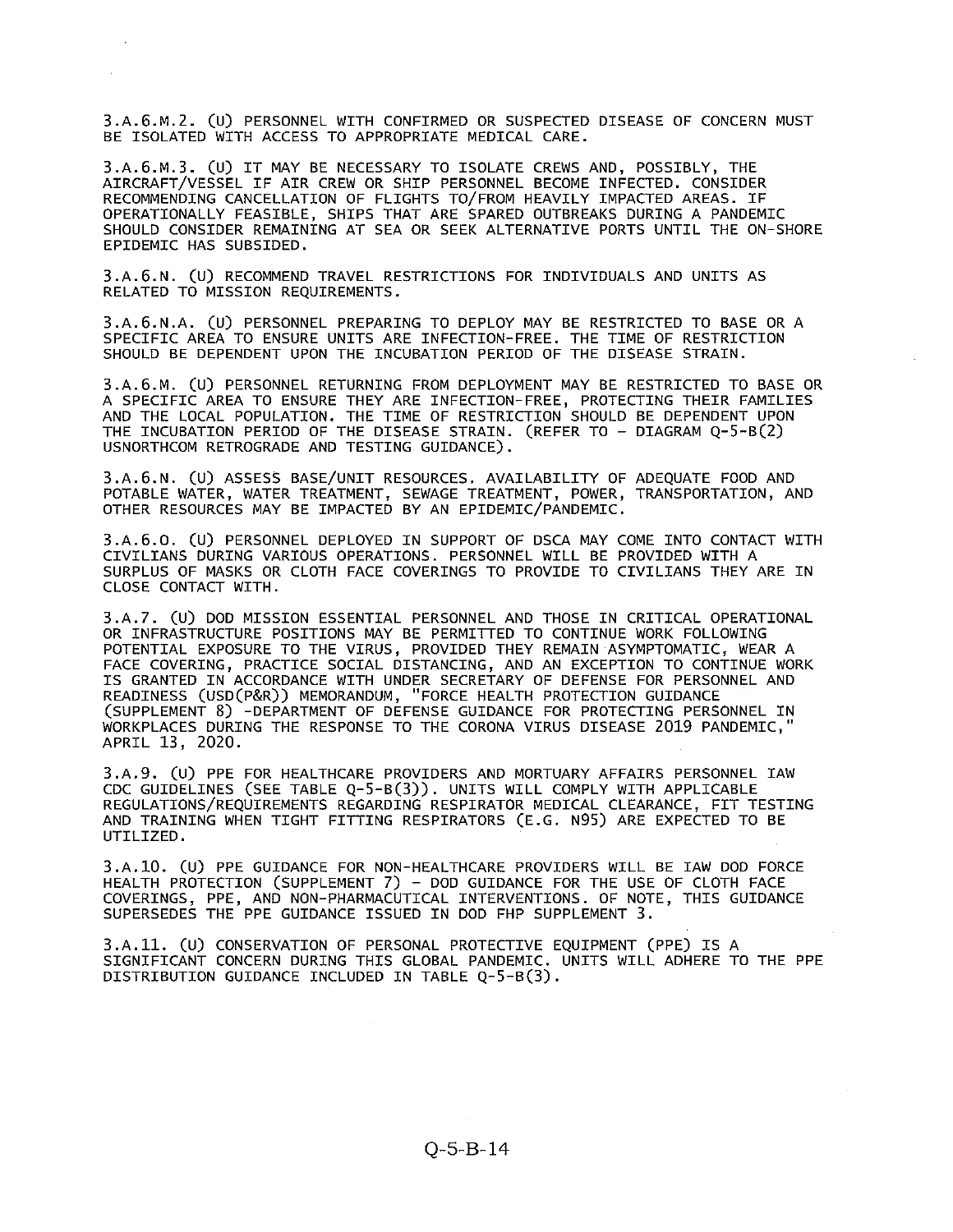3.A.6.M.2. (U) PERSONNEL WITH CONFIRMED OR SUSPECTED DISEASE OF CONCERN MUST BE ISOLATED WITH ACCESS TO APPROPRIATE MEDICAL CARE.

3.A.6.M.3. (U) IT MAY BE NECESSARY TO ISOLATE CREWS AND, POSSIBLY, THE AIRCRAFT/VESSEL IF AIR CREW OR SHIP PERSONNEL BECOME INFECTED. CONSIDER RECOMMENDING CANCELLATION OF FLIGHTS TO/FROM HEAVILY IMPACTED AREAS. IF OPERATIONALLY FEASIBLE, SHIPS THAT ARE SPARED OUTBREAKS DURING A PANDEMIC SHOULD CONSIDER REMAINING AT SEA OR SEEK ALTERNATIVE PORTS UNTIL THE ON-SHORE EPIDEMIC HAS SUBSIDED.

3.A.6.N. (U) RECOMMEND TRAVEL RESTRICTIONS FOR INDIVIDUALS AND UNITS AS RELATED TO MISSION REQUIREMENTS.

3.A.6.N.A. (U) PERSONNEL PREPARING TO DEPLOY MAY BE RESTRICTED TO BASE OR A SPECIFIC AREA TO ENSURE UNITS ARE INFECTION-FREE. THE TIME OF RESTRICTION SHOULD BE DEPENDENT UPON THE INCUBATION PERIOD OF THE DISEASE STRAIN.

3.A.6.M. (U) PERSONNEL RETURNING FROM DEPLOYMENT MAY BE RESTRICTED TO BASE OR A SPECIFIC AREA TO ENSURE THEY ARE INFECTION-FREE, PROTECTING THEIR FAMILIES AND THE LOCAL POPULATION. THE TIME OF RESTRICTION SHOULD BE DEPENDENT UPON THE INCUBATION PERIOD OF THE DISEASE STRAIN. (REFER TO – DIAGRAM Q-5-B(2) USNORTHCOM RETROGRADE AND TESTING GUIDANCE).

3.A.6.N. (U) ASSESS BASE/UNIT RESOURCES. AVAILABILITY OF ADEQUATE FOOD AND POTABLE WATER, WATER TREATMENT, SEWAGE TREATMENT, POWER, TRANSPORTATION, AND OTHER RESOURCES MAY BE IMPACTED BY AN EPIDEMIC/PANDEMIC.

3.A.6.O. (U) PERSONNEL DEPLOYED IN SUPPORT OF DSCA MAY COME INTO CONTACT WITH CIVILIANS DURING VARIOUS OPERATIONS. PERSONNEL WILL BE PROVIDED WITH A SURPLUS OF MASKS OR CLOTH FACE COVERINGS TO PROVIDE TO CIVILIANS THEY ARE IN CLOSE CONTACT WITH.

3.A.7. (U) DOD MISSION ESSENTIAL PERSONNEL AND THOSE IN CRITICAL OPERATIONAL OR INFRASTRUCTURE POSITIONS MAY BE PERMITTED TO CONTINUE WORK FOLLOWING POTENTIAL EXPOSURE TO THE VIRUS, PROVIDED THEY REMAIN ASYMPTOMATIC, WEAR A FACE COVERING, PRACTICE SOCIAL DISTANCING, AND AN EXCEPTION TO CONTINUE WORK IS GRANTED IN ACCORDANCE WITH UNDER SECRETARY OF DEFENSE FOR PERSONNEL AND READINESS (USD(P&R)) MEMORANDUM, "FORCE HEALTH PROTECTION GUIDANCE (SUPPLEMENT 8) -DEPARTMENT OF DEFENSE GUIDANCE FOR PROTECTING PERSONNEL IN WORKPLACES DURING THE RESPONSE TO THE CORONA VIRUS DISEASE 2019 PANDEMIC," APRIL 13, 2020.

3.A.9. (U) PPE FOR HEALTHCARE PROVIDERS AND MORTUARY AFFAIRS PERSONNEL IAW CDC GUIDELINES (SEE TABLE Q-5-B(3)). UNITS WILL COMPLY WITH APPLICABLE REGULATIONS/REQUIREMENTS REGARDING RESPIRATOR MEDICAL CLEARANCE, FIT TESTING AND TRAINING WHEN TIGHT FITTING RESPIRATORS (E.G. N95) ARE EXPECTED TO BE UTILIZED.

3.A.10. (U) PPE GUIDANCE FOR NON-HEALTHCARE PROVIDERS WILL BE IAW DOD FORCE HEALTH PROTECTION (SUPPLEMENT 7) – DOD GUIDANCE FOR THE USE OF CLOTH FACE COVERINGS, PPE, AND NON-PHARMACUTICAL INTERVENTIONS. OF NOTE, THIS GUIDANCE SUPERSEDES THE PPE GUIDANCE ISSUED IN DOD FHP SUPPLEMENT 3.

3.A.11. (U) CONSERVATION OF PERSONAL PROTECTIVE EQUIPMENT (PPE) IS A SIGNIFICANT CONCERN DURING THIS GLOBAL PANDEMIC. UNITS WILL ADHERE TO THE PPE DISTRIBUTION GUIDANCE INCLUDED IN TABLE Q-5-B(3).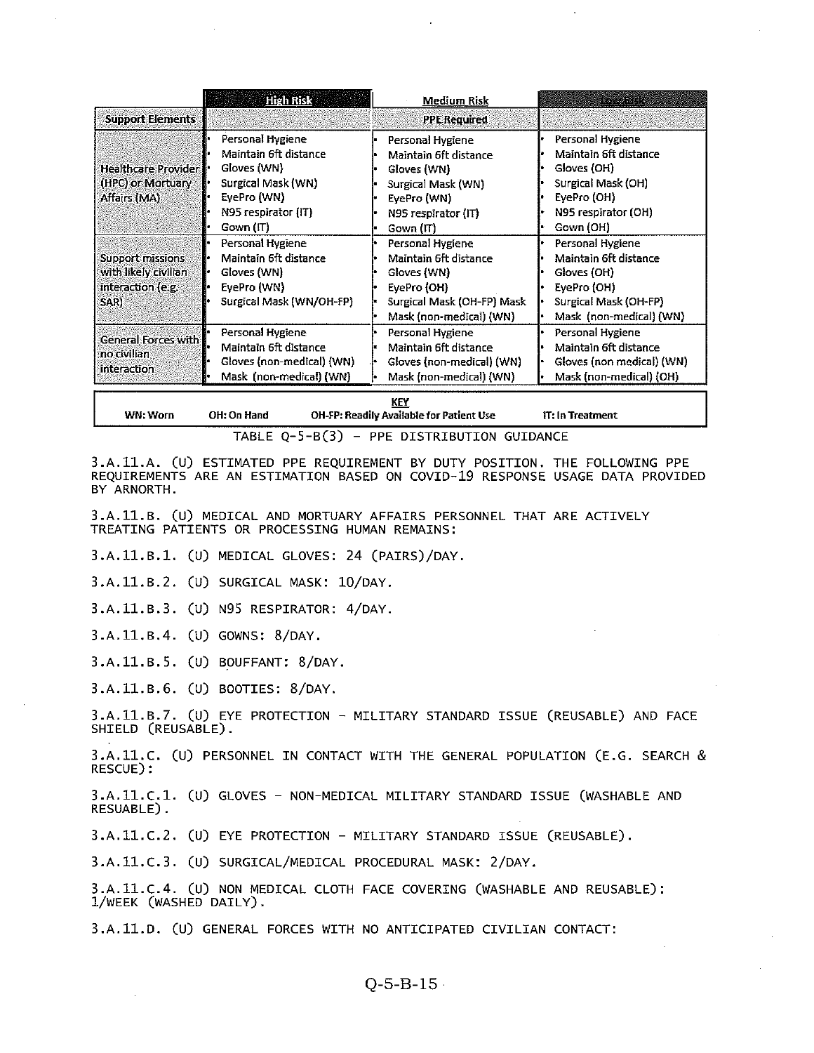| Support Elements | High Risk | Medium Risk | Low Risk |
|---|---|---|---|
| | | PPE Required | |
| Healthcare Provider (HPC) or Mortuary Affairs (MA) | • Personal Hygiene<br>• Maintain 6ft distance<br>• Gloves (WN)<br>• Surgical Mask (WN)<br>• EyePro (WN)<br>• N95 respirator (IT)<br>• Gown (IT) | • Personal Hygiene<br>• Maintain 6ft distance<br>• Gloves (WN)<br>• Surgical Mask (WN)<br>• EyePro (WN)<br>• N95 respirator (IT)<br>• Gown (IT) | • Personal Hygiene<br>• Maintain 6ft distance<br>• Gloves (OH)<br>• Surgical Mask (OH)<br>• EyePro (OH)<br>• N95 respirator (OH)<br>• Gown (OH) |
| Support missions with likely civilian interaction (e.g. SAR) | • Personal Hygiene<br>• Maintain 6ft distance<br>• Gloves (WN)<br>• EyePro (WN)<br>• Surgical Mask (WN/OH-FP) | • Personal Hygiene<br>• Maintain 6ft distance<br>• Gloves (WN)<br>• EyePro (OH)<br>• Surgical Mask (OH-FP) Mask<br>• Mask (non-medical) (WN) | • Personal Hygiene<br>• Maintain 6ft distance<br>• Gloves (OH)<br>• EyePro (OH)<br>• Surgical Mask (OH-FP)<br>• Mask (non-medical) (WN) |
| General Forces with no civilian interaction | • Personal Hygiene<br>• Maintain 6ft distance<br>• Gloves (non-medical) (WN)<br>• Mask (non-medical) (WN) | • Personal Hygiene<br>• Maintain 6ft distance<br>• Gloves (non-medical) (WN)<br>• Mask (non-medical) (WN) | • Personal Hygiene<br>• Maintain 6ft distance<br>• Gloves (non medical) (WN)<br>• Mask (non-medical) (OH) |

**KEY**

WN: Worn | OH: On Hand | OH-FP: Readily Available for Patient Use | IT: In Treatment

TABLE Q-5-B(3) - PPE DISTRIBUTION GUIDANCE

3.A.11.A. (U) ESTIMATED PPE REQUIREMENT BY DUTY POSITION. THE FOLLOWING PPE REQUIREMENTS ARE AN ESTIMATION BASED ON COVID-19 RESPONSE USAGE DATA PROVIDED BY ARNORTH.

3.A.11.B. (U) MEDICAL AND MORTUARY AFFAIRS PERSONNEL THAT ARE ACTIVELY TREATING PATIENTS OR PROCESSING HUMAN REMAINS:

3.A.11.B.1. (U) MEDICAL GLOVES: 24 (PAIRS)/DAY.

3.A.11.B.2. (U) SURGICAL MASK: 10/DAY.

3.A.11.B.3. (U) N95 RESPIRATOR: 4/DAY.

3.A.11.B.4. (U) GOWNS: 8/DAY.

3.A.11.B.5. (U) BOUFFANT: 8/DAY.

3.A.11.B.6. (U) BOOTIES: 8/DAY.

3.A.11.B.7. (U) EYE PROTECTION - MILITARY STANDARD ISSUE (REUSABLE) AND FACE SHIELD (REUSABLE).

3.A.11.C. (U) PERSONNEL IN CONTACT WITH THE GENERAL POPULATION (E.G. SEARCH & RESCUE):

3.A.11.C.1. (U) GLOVES - NON-MEDICAL MILITARY STANDARD ISSUE (WASHABLE AND RESUABLE).

3.A.11.C.2. (U) EYE PROTECTION - MILITARY STANDARD ISSUE (REUSABLE).

3.A.11.C.3. (U) SURGICAL/MEDICAL PROCEDURAL MASK: 2/DAY.

3.A.11.C.4. (U) NON MEDICAL CLOTH FACE COVERING (WASHABLE AND REUSABLE): 1/WEEK (WASHED DAILY).

3.A.11.D. (U) GENERAL FORCES WITH NO ANTICIPATED CIVILIAN CONTACT: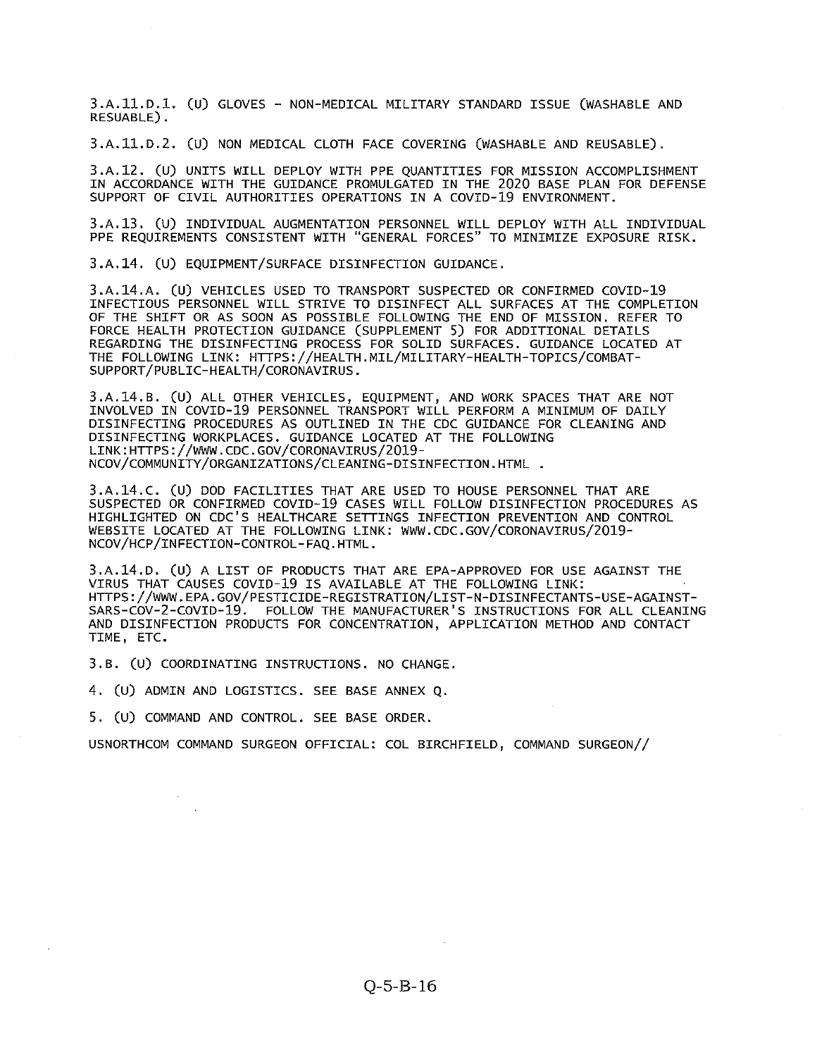3.A.11.D.1. (U) GLOVES - NON-MEDICAL MILITARY STANDARD ISSUE (WASHABLE AND RESUABLE).

3.A.11.D.2. (U) NON MEDICAL CLOTH FACE COVERING (WASHABLE AND REUSABLE).

3.A.12. (U) UNITS WILL DEPLOY WITH PPE QUANTITIES FOR MISSION ACCOMPLISHMENT IN ACCORDANCE WITH THE GUIDANCE PROMULGATED IN THE 2020 BASE PLAN FOR DEFENSE SUPPORT OF CIVIL AUTHORITIES OPERATIONS IN A COVID-19 ENVIRONMENT.

3.A.13. (U) INDIVIDUAL AUGMENTATION PERSONNEL WILL DEPLOY WITH ALL INDIVIDUAL PPE REQUIREMENTS CONSISTENT WITH "GENERAL FORCES" TO MINIMIZE EXPOSURE RISK.

3.A.14. (U) EQUIPMENT/SURFACE DISINFECTION GUIDANCE.

3.A.14.A. (U) VEHICLES USED TO TRANSPORT SUSPECTED OR CONFIRMED COVID-19 INFECTIOUS PERSONNEL WILL STRIVE TO DISINFECT ALL SURFACES AT THE COMPLETION OF THE SHIFT OR AS SOON AS POSSIBLE FOLLOWING THE END OF MISSION. REFER TO FORCE HEALTH PROTECTION GUIDANCE (SUPPLEMENT 5) FOR ADDITIONAL DETAILS REGARDING THE DISINFECTING PROCESS FOR SOLID SURFACES. GUIDANCE LOCATED AT THE FOLLOWING LINK: HTTPS://HEALTH.MIL/MILITARY-HEALTH-TOPICS/COMBAT-SUPPORT/PUBLIC-HEALTH/CORONAVIRUS.

3.A.14.B. (U) ALL OTHER VEHICLES, EQUIPMENT, AND WORK SPACES THAT ARE NOT INVOLVED IN COVID-19 PERSONNEL TRANSPORT WILL PERFORM A MINIMUM OF DAILY DISINFECTING PROCEDURES AS OUTLINED IN THE CDC GUIDANCE FOR CLEANING AND DISINFECTING WORKPLACES. GUIDANCE LOCATED AT THE FOLLOWING LINK:HTTPS://WWW.CDC.GOV/CORONAVIRUS/2019-NCOV/COMMUNITY/ORGANIZATIONS/CLEANING-DISINFECTION.HTML .

3.A.14.C. (U) DOD FACILITIES THAT ARE USED TO HOUSE PERSONNEL THAT ARE SUSPECTED OR CONFIRMED COVID-19 CASES WILL FOLLOW DISINFECTION PROCEDURES AS HIGHLIGHTED ON CDC'S HEALTHCARE SETTINGS INFECTION PREVENTION AND CONTROL WEBSITE LOCATED AT THE FOLLOWING LINK: WWW.CDC.GOV/CORONAVIRUS/2019-NCOV/HCP/INFECTION-CONTROL-FAQ.HTML.

3.A.14.D. (U) A LIST OF PRODUCTS THAT ARE EPA-APPROVED FOR USE AGAINST THE VIRUS THAT CAUSES COVID-19 IS AVAILABLE AT THE FOLLOWING LINK: HTTPS://WWW.EPA.GOV/PESTICIDE-REGISTRATION/LIST-N-DISINFECTANTS-USE-AGAINST-SARS-COV-2-COVID-19. FOLLOW THE MANUFACTURER'S INSTRUCTIONS FOR ALL CLEANING AND DISINFECTION PRODUCTS FOR CONCENTRATION, APPLICATION METHOD AND CONTACT TIME, ETC.

3.B. (U) COORDINATING INSTRUCTIONS. NO CHANGE.

4. (U) ADMIN AND LOGISTICS. SEE BASE ANNEX Q.

5. (U) COMMAND AND CONTROL. SEE BASE ORDER.

USNORTHCOM COMMAND SURGEON OFFICIAL: COL BIRCHFIELD, COMMAND SURGEON//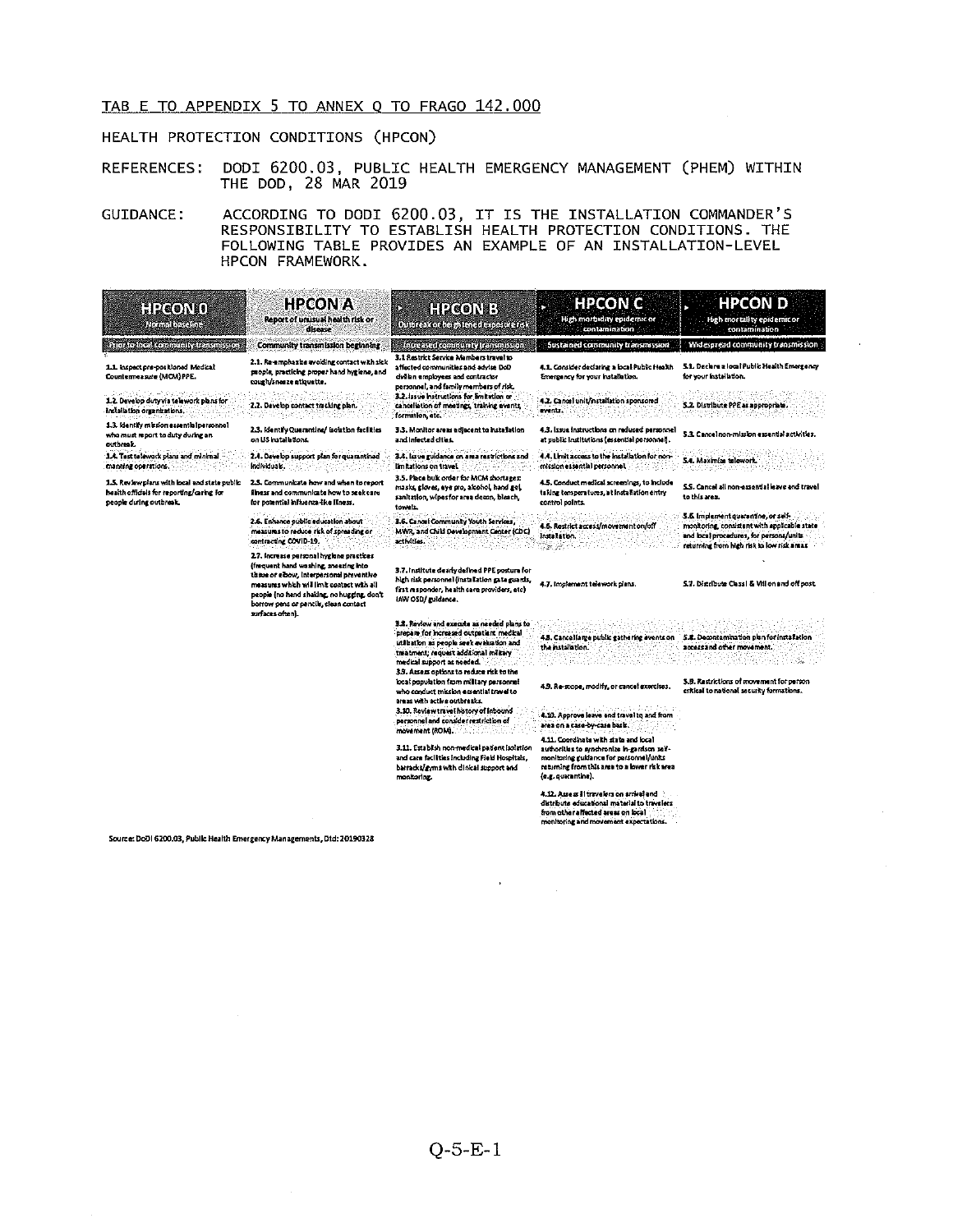TAB E TO APPENDIX 5 TO ANNEX Q TO FRAGO 142.000

HEALTH PROTECTION CONDITIONS (HPCON)

REFERENCES: DODI 6200.03, PUBLIC HEALTH EMERGENCY MANAGEMENT (PHEM) WITHIN THE DOD, 28 MAR 2019

GUIDANCE: ACCORDING TO DODI 6200.03, IT IS THE INSTALLATION COMMANDER'S RESPONSIBILITY TO ESTABLISH HEALTH PROTECTION CONDITIONS. THE FOLLOWING TABLE PROVIDES AN EXAMPLE OF AN INSTALLATION-LEVEL HPCON FRAMEWORK.

| HPCON 0 Normal baseline | HPCON A Report of unusual health risk or disease | HPCON B Outbreak or heightened exposure risk | HPCON C High morbidity epidemic or contamination | HPCON D High mortality epidemic or contamination |
|---|---|---|---|---|
| Prior to local community transmission | Community transmission beginning | Increased community transmission | Sustained community transmission | Widespread community transmission |
| 1.1. Inspect pre-positioned Medical Countermeasure (MCM) PPE. | 2.1. Re-emphasize avoiding contact with sick people, practicing proper hand hygiene, and cough/sneeze etiquette. | 3.1 Restrict Service Members travel to affected communities and advise DoD civilian employees and contractor personnel, and family members of risk. | 4.1. Consider declaring a local Public Health Emergency for your installation. | 5.1. Declare a local Public Health Emergency for your installation. |
| 1.2. Develop duty via telework plans for installation organizations. | 2.2. Develop contact tracking plan. | 3.2. Issue instructions for limitation or cancellation of meetings, training events, formation, etc. | 4.2. Cancel unit/installation sponsored events. | 5.2. Distribute PPE as appropriate. |
| 1.3. Identify mission essential personnel who must report to duty during an outbreak. | 2.3. Identify Quarantine/ isolation facilities on US installations. | 3.3. Monitor areas adjacent to installation and infected cities. | 4.3. Issue instructions on reduced personnel at public institutions (essential personnel). | 5.3. Cancel non-mission essential activities. |
| 1.4. Test telework plans and minimal manning operations. | 2.4. Develop support plan for quarantined individuals. | 3.4. Issue guidance on area restrictions and limitations on travel. | 4.4. Limit access to the installation for non-mission essential personnel. | 5.4. Maximize telework. |
| 1.5. Review plans with local and state public health officials for reporting/caring for people during outbreak. | 2.5. Communicate how and when to report illness and communicate how to seek care for potential influenza-like illness. | 3.5. Place bulk order for MCM shortages: masks, gloves, eye pro, alcohol, hand gel, sanitation, wipes for area decon, bleach, towels. | 4.5. Conduct medical screenings, to include taking temperatures, at installation entry control points. | 5.5. Cancel all non-essential leave and travel to this area. |
| | 2.6. Enhance public education about measures to reduce risk of spreading or contracting COVID-19. | 3.6. Cancel Community Youth Services, MWR, and Child Development Center (CDC) activities. | 4.6. Restrict access/movement on/off installation. | 5.6. Implement quarantine, or self-monitoring, consistent with applicable state and local procedures, for persons/units returning from high risk to low risk areas. |
| | 2.7. Increase personal hygiene practices (frequent hand washing, sneezing into tissue or elbow, interpersonal preventive measures which will limit contact with all people (no hand shaking, no hugging, don't borrow pens or pencils, clean contact surfaces often). | 3.7. Institute clearly defined PPE posture for high risk personnel (installation gate guards, first responder, health care providers, etc) IAW OSD/ guidance. | 4.7. Implement telework plans. | 5.7. Distribute Class I & VIII on and off post. |
| | | 3.8. Review and execute as needed plans to prepare for increased outpatient medical utilization as people seek evaluation and treatment; request additional military medical support as needed. | 4.8. Cancel large public gathering events on the installation. | 5.8. Decontamination plan for installation access and other movement. |
| | | 3.9. Assess options to reduce risk to the local population from military personnel who conduct mission essential travel to areas with active outbreaks. | 4.9. Re-scope, modify, or cancel exercises. | 5.9. Restrictions of movement for person critical to national security formations. |
| | | 3.10. Review travel history of inbound personnel and consider restriction of movement (ROM). | 4.10. Approve leave and travel to and from area on a case-by-case basis. | |
| | | 3.11. Establish non-medical patient isolation and care facilities including Field Hospitals, barracks/gyms with clinical support and monitoring. | 4.11. Coordinate with state and local authorities to synchronize in-garrison self-monitoring guidance for personnel/units returning from this area to a lower risk area (e.g. quarantine). | |
| | | | 4.12. Assess all travelers on arrival and distribute educational material to travelers from other affected areas on local monitoring and movement expectations. | |

Source: DoDI 6200.03, Public Health Emergency Managements, Dtd: 20190328

Q-5-E-1